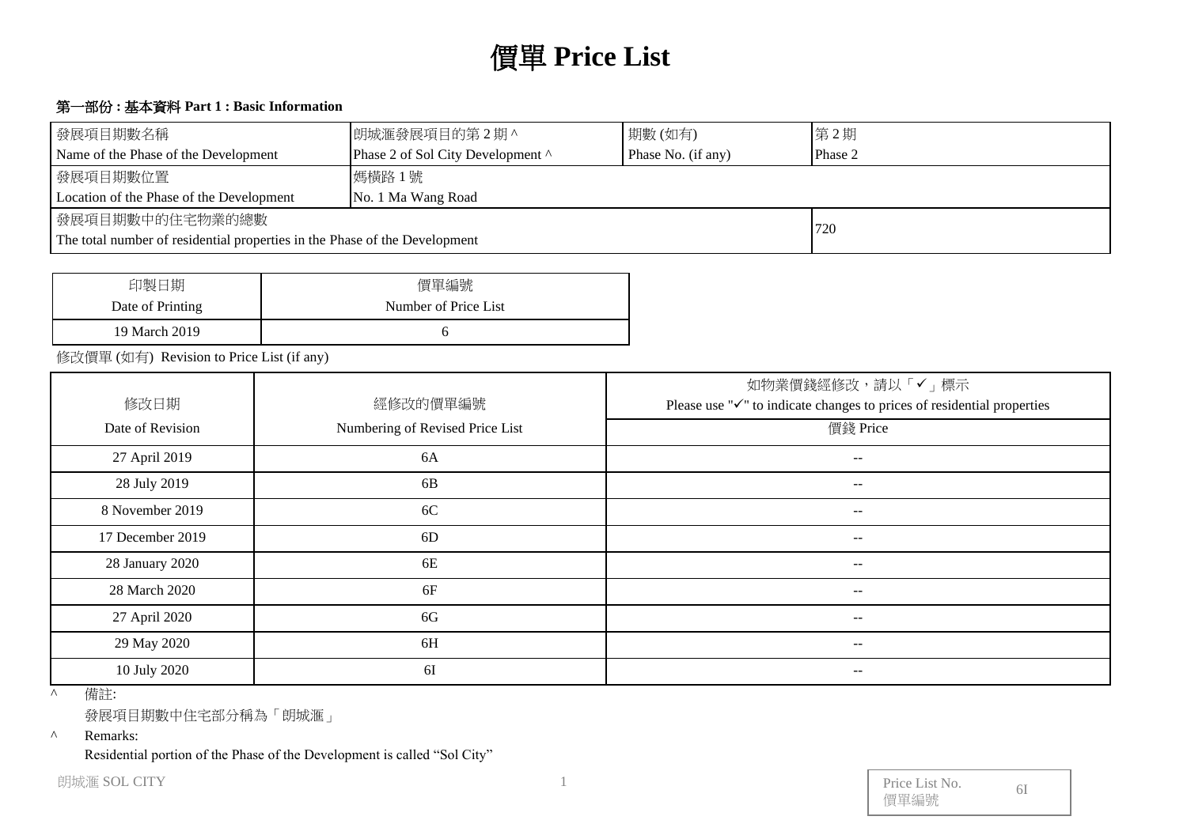# 價單 Price List

## 第一部份 : 基本資料 Part 1 : Basic Information

| 發展項目期數名稱<br>Name of the Phase of the Development | 朗城滙發展項目的第 2 期 ^<br>Phase 2 of Sol City Development ^ | 期數 (如有)<br>Phase No. (if any) | 第 2 期<br>Phase 2 |
|---|---|---|---|
| 發展項目期數位置<br>Location of the Phase of the Development | 媽橫路 1 號<br>No. 1 Ma Wang Road | | |
| 發展項目期數中的住宅物業的總數<br>The total number of residential properties in the Phase of the Development | | | 720 |

| 印製日期<br>Date of Printing | 價單編號<br>Number of Price List |
|---|---|
| 19 March 2019 | 6 |

修改價單 (如有) Revision to Price List (if any)

| 修改日期<br>Date of Revision | 經修改的價單編號<br>Numbering of Revised Price List | 如物業價錢經修改，請以「✓」標示<br>Please use "✓" to indicate changes to prices of residential properties<br>價錢 Price |
|---|---|---|
| 27 April 2019 | 6A | -- |
| 28 July 2019 | 6B | -- |
| 8 November 2019 | 6C | -- |
| 17 December 2019 | 6D | -- |
| 28 January 2020 | 6E | -- |
| 28 March 2020 | 6F | -- |
| 27 April 2020 | 6G | -- |
| 29 May 2020 | 6H | -- |
| 10 July 2020 | 6I | -- |

^ 備註:

發展項目期數中住宅部分稱為「朗城滙」

^ Remarks:

Residential portion of the Phase of the Development is called “Sol City”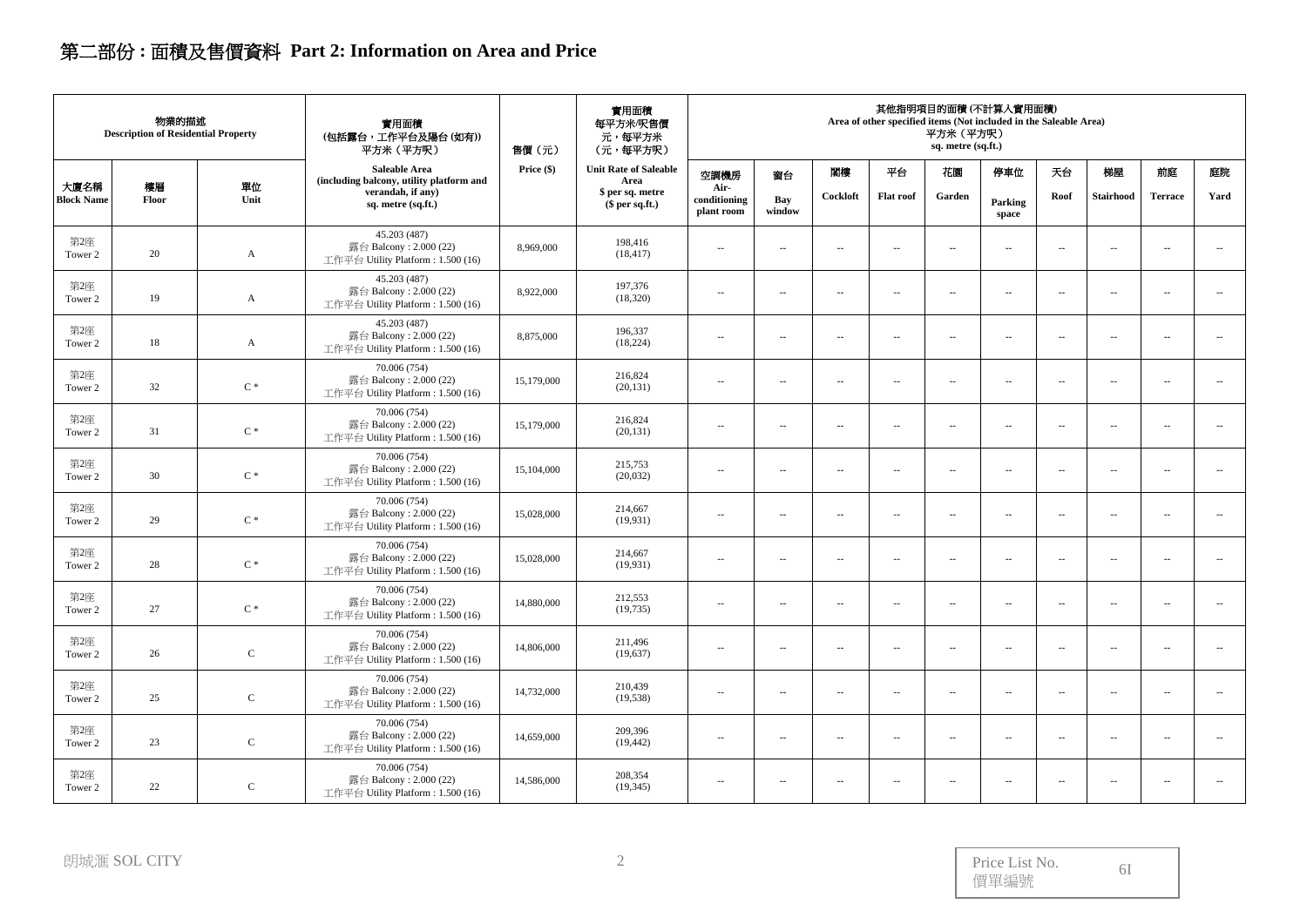# 第二部份 : 面積及售價資料 Part 2: Information on Area and Price

| 物業的描述 Description of Residential Property | | | 實用面積 (包括露台，工作平台及陽台 (如有)) 平方米（平方呎） | 售價（元） | 實用面積 每平方米/呎售價 元，每平方米 (元，每平方呎) | 其他指明項目的面積 (不計算入實用面積) Area of other specified items (Not included in the Saleable Area) 平方米（平方呎） sq. metre (sq.ft.) | | | | | | | | | |
|---|---|---|---|---|---|---|---|---|---|---|---|---|---|---|---|
| 大廈名稱 Block Name | 樓層 Floor | 單位 Unit | Saleable Area (including balcony, utility platform and verandah, if any) sq. metre (sq.ft.) | Price ($) | Unit Rate of Saleable Area $ per sq. metre ($ per sq.ft.) | 空調機房 Air-conditioning plant room | 窗台 Bay window | 閣樓 Cockloft | 平台 Flat roof | 花園 Garden | 停車位 Parking space | 天台 Roof | 梯屋 Stairhood | 前庭 Terrace | 庭院 Yard |
| 第2座 Tower 2 | 20 | A | 45.203 (487) 露台 Balcony : 2.000 (22) 工作平台 Utility Platform : 1.500 (16) | 8,969,000 | 198,416 (18,417) | -- | -- | -- | -- | -- | -- | -- | -- | -- | -- |
| 第2座 Tower 2 | 19 | A | 45.203 (487) 露台 Balcony : 2.000 (22) 工作平台 Utility Platform : 1.500 (16) | 8,922,000 | 197,376 (18,320) | -- | -- | -- | -- | -- | -- | -- | -- | -- | -- |
| 第2座 Tower 2 | 18 | A | 45.203 (487) 露台 Balcony : 2.000 (22) 工作平台 Utility Platform : 1.500 (16) | 8,875,000 | 196,337 (18,224) | -- | -- | -- | -- | -- | -- | -- | -- | -- | -- |
| 第2座 Tower 2 | 32 | C * | 70.006 (754) 露台 Balcony : 2.000 (22) 工作平台 Utility Platform : 1.500 (16) | 15,179,000 | 216,824 (20,131) | -- | -- | -- | -- | -- | -- | -- | -- | -- | -- |
| 第2座 Tower 2 | 31 | C * | 70.006 (754) 露台 Balcony : 2.000 (22) 工作平台 Utility Platform : 1.500 (16) | 15,179,000 | 216,824 (20,131) | -- | -- | -- | -- | -- | -- | -- | -- | -- | -- |
| 第2座 Tower 2 | 30 | C * | 70.006 (754) 露台 Balcony : 2.000 (22) 工作平台 Utility Platform : 1.500 (16) | 15,104,000 | 215,753 (20,032) | -- | -- | -- | -- | -- | -- | -- | -- | -- | -- |
| 第2座 Tower 2 | 29 | C * | 70.006 (754) 露台 Balcony : 2.000 (22) 工作平台 Utility Platform : 1.500 (16) | 15,028,000 | 214,667 (19,931) | -- | -- | -- | -- | -- | -- | -- | -- | -- | -- |
| 第2座 Tower 2 | 28 | C * | 70.006 (754) 露台 Balcony : 2.000 (22) 工作平台 Utility Platform : 1.500 (16) | 15,028,000 | 214,667 (19,931) | -- | -- | -- | -- | -- | -- | -- | -- | -- | -- |
| 第2座 Tower 2 | 27 | C * | 70.006 (754) 露台 Balcony : 2.000 (22) 工作平台 Utility Platform : 1.500 (16) | 14,880,000 | 212,553 (19,735) | -- | -- | -- | -- | -- | -- | -- | -- | -- | -- |
| 第2座 Tower 2 | 26 | C | 70.006 (754) 露台 Balcony : 2.000 (22) 工作平台 Utility Platform : 1.500 (16) | 14,806,000 | 211,496 (19,637) | -- | -- | -- | -- | -- | -- | -- | -- | -- | -- |
| 第2座 Tower 2 | 25 | C | 70.006 (754) 露台 Balcony : 2.000 (22) 工作平台 Utility Platform : 1.500 (16) | 14,732,000 | 210,439 (19,538) | -- | -- | -- | -- | -- | -- | -- | -- | -- | -- |
| 第2座 Tower 2 | 23 | C | 70.006 (754) 露台 Balcony : 2.000 (22) 工作平台 Utility Platform : 1.500 (16) | 14,659,000 | 209,396 (19,442) | -- | -- | -- | -- | -- | -- | -- | -- | -- | -- |
| 第2座 Tower 2 | 22 | C | 70.006 (754) 露台 Balcony : 2.000 (22) 工作平台 Utility Platform : 1.500 (16) | 14,586,000 | 208,354 (19,345) | -- | -- | -- | -- | -- | -- | -- | -- | -- | -- |

朗城滙 SOL CITY

Price List No. 價單編號 6I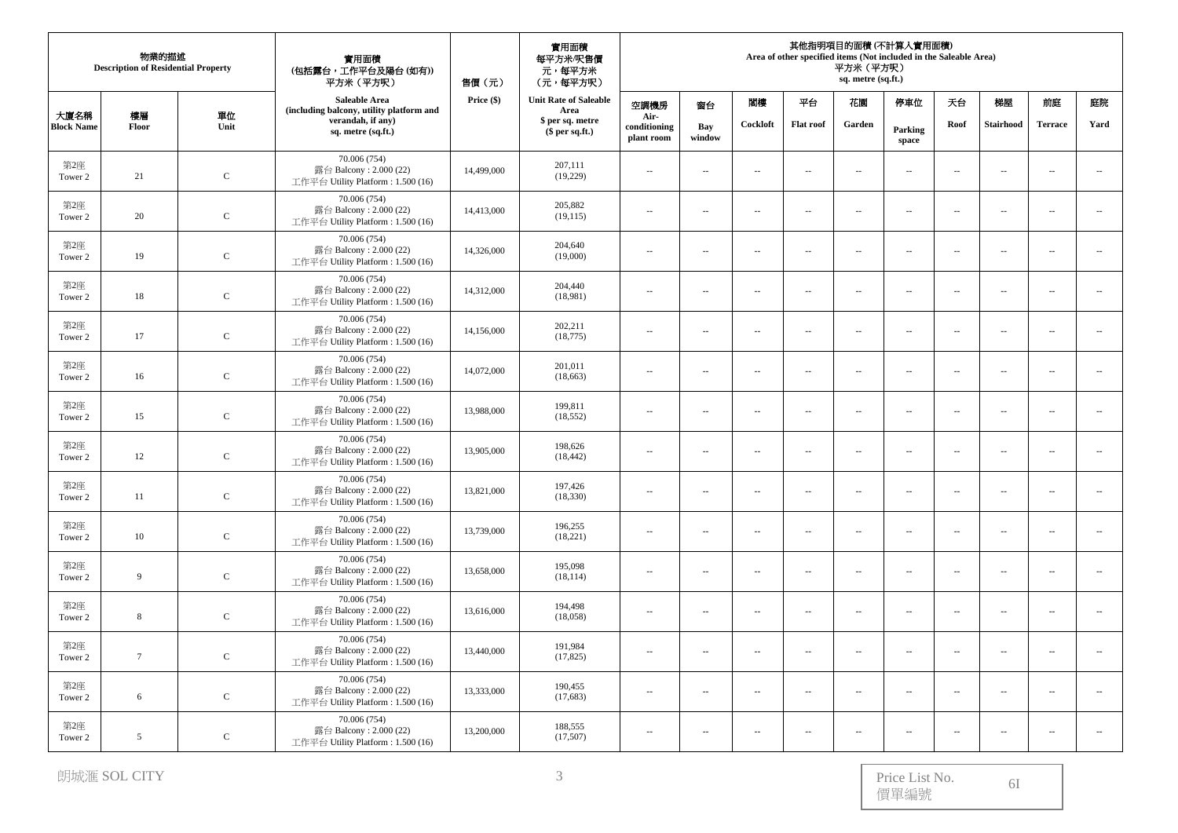| 物業的描述 Description of Residential Property | | | 實用面積 (包括露台，工作平台及陽台 (如有)) 平方米（平方呎） | 售價（元） | 實用面積 每平方米/呎售價 元，每平方米 (元，每平方呎) | 其他指明項目的面積 (不計算入實用面積) Area of other specified items (Not included in the Saleable Area) 平方米（平方呎） sq. metre (sq.ft.) | | | | | | | | | |
|---|---|---|---|---|---|---|---|---|---|---|---|---|---|---|---|
| 大廈名稱 Block Name | 樓層 Floor | 單位 Unit | Saleable Area (including balcony, utility platform and verandah, if any) sq. metre (sq.ft.) | Price ($) | Unit Rate of Saleable Area $ per sq. metre ($ per sq.ft.) | 空調機房 Air-conditioning plant room | 窗台 Bay window | 閣樓 Cockloft | 平台 Flat roof | 花園 Garden | 停車位 Parking space | 天台 Roof | 梯屋 Stairhood | 前庭 Terrace | 庭院 Yard |
| 第2座 Tower 2 | 21 | C | 70.006 (754) 露台 Balcony : 2.000 (22) 工作平台 Utility Platform : 1.500 (16) | 14,499,000 | 207,111 (19,229) | -- | -- | -- | -- | -- | -- | -- | -- | -- | -- |
| 第2座 Tower 2 | 20 | C | 70.006 (754) 露台 Balcony : 2.000 (22) 工作平台 Utility Platform : 1.500 (16) | 14,413,000 | 205,882 (19,115) | -- | -- | -- | -- | -- | -- | -- | -- | -- | -- |
| 第2座 Tower 2 | 19 | C | 70.006 (754) 露台 Balcony : 2.000 (22) 工作平台 Utility Platform : 1.500 (16) | 14,326,000 | 204,640 (19,000) | -- | -- | -- | -- | -- | -- | -- | -- | -- | -- |
| 第2座 Tower 2 | 18 | C | 70.006 (754) 露台 Balcony : 2.000 (22) 工作平台 Utility Platform : 1.500 (16) | 14,312,000 | 204,440 (18,981) | -- | -- | -- | -- | -- | -- | -- | -- | -- | -- |
| 第2座 Tower 2 | 17 | C | 70.006 (754) 露台 Balcony : 2.000 (22) 工作平台 Utility Platform : 1.500 (16) | 14,156,000 | 202,211 (18,775) | -- | -- | -- | -- | -- | -- | -- | -- | -- | -- |
| 第2座 Tower 2 | 16 | C | 70.006 (754) 露台 Balcony : 2.000 (22) 工作平台 Utility Platform : 1.500 (16) | 14,072,000 | 201,011 (18,663) | -- | -- | -- | -- | -- | -- | -- | -- | -- | -- |
| 第2座 Tower 2 | 15 | C | 70.006 (754) 露台 Balcony : 2.000 (22) 工作平台 Utility Platform : 1.500 (16) | 13,988,000 | 199,811 (18,552) | -- | -- | -- | -- | -- | -- | -- | -- | -- | -- |
| 第2座 Tower 2 | 12 | C | 70.006 (754) 露台 Balcony : 2.000 (22) 工作平台 Utility Platform : 1.500 (16) | 13,905,000 | 198,626 (18,442) | -- | -- | -- | -- | -- | -- | -- | -- | -- | -- |
| 第2座 Tower 2 | 11 | C | 70.006 (754) 露台 Balcony : 2.000 (22) 工作平台 Utility Platform : 1.500 (16) | 13,821,000 | 197,426 (18,330) | -- | -- | -- | -- | -- | -- | -- | -- | -- | -- |
| 第2座 Tower 2 | 10 | C | 70.006 (754) 露台 Balcony : 2.000 (22) 工作平台 Utility Platform : 1.500 (16) | 13,739,000 | 196,255 (18,221) | -- | -- | -- | -- | -- | -- | -- | -- | -- | -- |
| 第2座 Tower 2 | 9 | C | 70.006 (754) 露台 Balcony : 2.000 (22) 工作平台 Utility Platform : 1.500 (16) | 13,658,000 | 195,098 (18,114) | -- | -- | -- | -- | -- | -- | -- | -- | -- | -- |
| 第2座 Tower 2 | 8 | C | 70.006 (754) 露台 Balcony : 2.000 (22) 工作平台 Utility Platform : 1.500 (16) | 13,616,000 | 194,498 (18,058) | -- | -- | -- | -- | -- | -- | -- | -- | -- | -- |
| 第2座 Tower 2 | 7 | C | 70.006 (754) 露台 Balcony : 2.000 (22) 工作平台 Utility Platform : 1.500 (16) | 13,440,000 | 191,984 (17,825) | -- | -- | -- | -- | -- | -- | -- | -- | -- | -- |
| 第2座 Tower 2 | 6 | C | 70.006 (754) 露台 Balcony : 2.000 (22) 工作平台 Utility Platform : 1.500 (16) | 13,333,000 | 190,455 (17,683) | -- | -- | -- | -- | -- | -- | -- | -- | -- | -- |
| 第2座 Tower 2 | 5 | C | 70.006 (754) 露台 Balcony : 2.000 (22) 工作平台 Utility Platform : 1.500 (16) | 13,200,000 | 188,555 (17,507) | -- | -- | -- | -- | -- | -- | -- | -- | -- | -- |

朗城滙 SOL CITY

Price List No. 價單編號 6I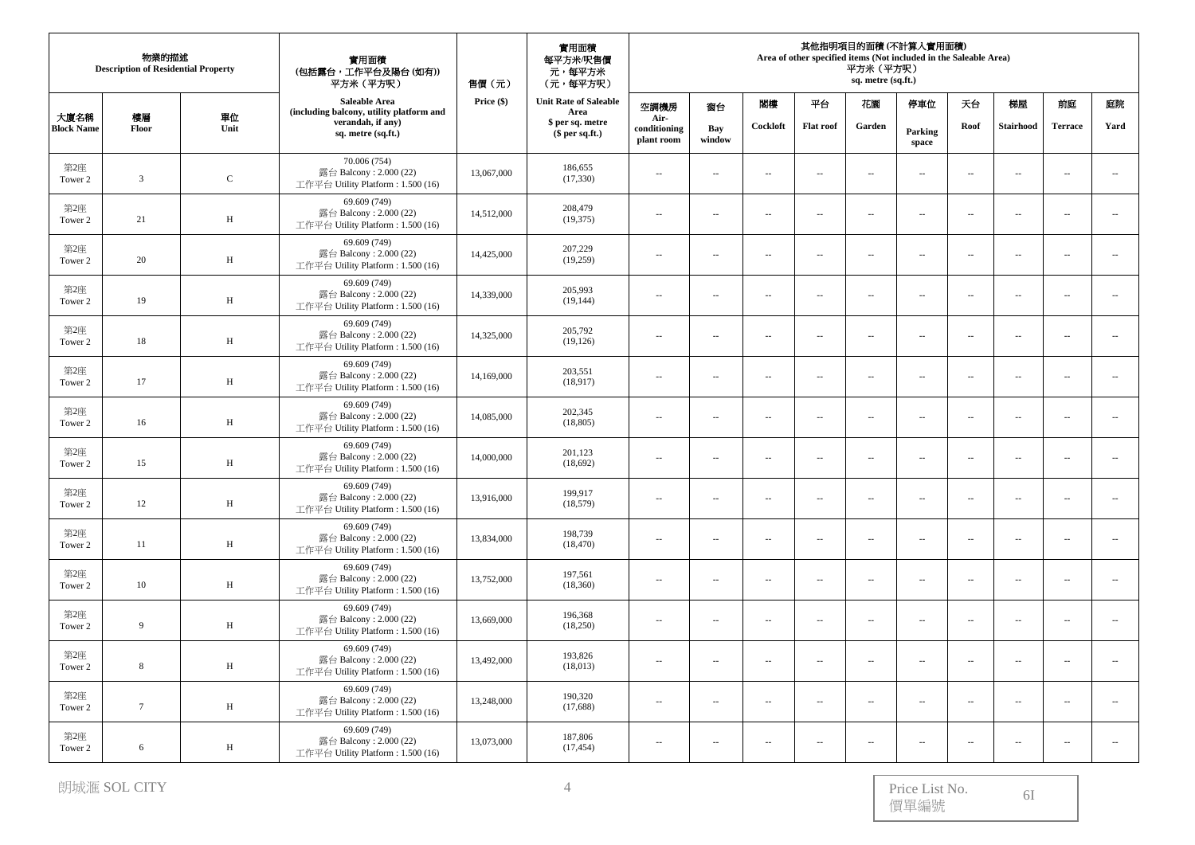| 物業的描述 Description of Residential Property | | | 實用面積 (包括露台，工作平台及陽台 (如有)) 平方米（平方呎） Saleable Area (including balcony, utility platform and verandah, if any) sq. metre (sq.ft.) | 售價（元） Price ($) | 實用面積 每平方米/呎售價 元，每平方米 （元，每平方呎） Unit Rate of Saleable Area $ per sq. metre ($ per sq.ft.) | 其他指明項目的面積 (不計算入實用面積) Area of other specified items (Not included in the Saleable Area) 平方米（平方呎） sq. metre (sq.ft.) | | | | | | | | | |
|---|---|---|---|---|---|---|---|---|---|---|---|---|---|---|---|
| 大廈名稱 Block Name | 樓層 Floor | 單位 Unit | | | | 空調機房 Air-conditioning plant room | 窗台 Bay window | 閣樓 Cockloft | 平台 Flat roof | 花園 Garden | 停車位 Parking space | 天台 Roof | 梯屋 Stairhood | 前庭 Terrace | 庭院 Yard |
| 第2座 Tower 2 | 3 | C | 70.006 (754) 露台 Balcony : 2.000 (22) 工作平台 Utility Platform : 1.500 (16) | 13,067,000 | 186,655 (17,330) | -- | -- | -- | -- | -- | -- | -- | -- | -- | -- |
| 第2座 Tower 2 | 21 | H | 69.609 (749) 露台 Balcony : 2.000 (22) 工作平台 Utility Platform : 1.500 (16) | 14,512,000 | 208,479 (19,375) | -- | -- | -- | -- | -- | -- | -- | -- | -- | -- |
| 第2座 Tower 2 | 20 | H | 69.609 (749) 露台 Balcony : 2.000 (22) 工作平台 Utility Platform : 1.500 (16) | 14,425,000 | 207,229 (19,259) | -- | -- | -- | -- | -- | -- | -- | -- | -- | -- |
| 第2座 Tower 2 | 19 | H | 69.609 (749) 露台 Balcony : 2.000 (22) 工作平台 Utility Platform : 1.500 (16) | 14,339,000 | 205,993 (19,144) | -- | -- | -- | -- | -- | -- | -- | -- | -- | -- |
| 第2座 Tower 2 | 18 | H | 69.609 (749) 露台 Balcony : 2.000 (22) 工作平台 Utility Platform : 1.500 (16) | 14,325,000 | 205,792 (19,126) | -- | -- | -- | -- | -- | -- | -- | -- | -- | -- |
| 第2座 Tower 2 | 17 | H | 69.609 (749) 露台 Balcony : 2.000 (22) 工作平台 Utility Platform : 1.500 (16) | 14,169,000 | 203,551 (18,917) | -- | -- | -- | -- | -- | -- | -- | -- | -- | -- |
| 第2座 Tower 2 | 16 | H | 69.609 (749) 露台 Balcony : 2.000 (22) 工作平台 Utility Platform : 1.500 (16) | 14,085,000 | 202,345 (18,805) | -- | -- | -- | -- | -- | -- | -- | -- | -- | -- |
| 第2座 Tower 2 | 15 | H | 69.609 (749) 露台 Balcony : 2.000 (22) 工作平台 Utility Platform : 1.500 (16) | 14,000,000 | 201,123 (18,692) | -- | -- | -- | -- | -- | -- | -- | -- | -- | -- |
| 第2座 Tower 2 | 12 | H | 69.609 (749) 露台 Balcony : 2.000 (22) 工作平台 Utility Platform : 1.500 (16) | 13,916,000 | 199,917 (18,579) | -- | -- | -- | -- | -- | -- | -- | -- | -- | -- |
| 第2座 Tower 2 | 11 | H | 69.609 (749) 露台 Balcony : 2.000 (22) 工作平台 Utility Platform : 1.500 (16) | 13,834,000 | 198,739 (18,470) | -- | -- | -- | -- | -- | -- | -- | -- | -- | -- |
| 第2座 Tower 2 | 10 | H | 69.609 (749) 露台 Balcony : 2.000 (22) 工作平台 Utility Platform : 1.500 (16) | 13,752,000 | 197,561 (18,360) | -- | -- | -- | -- | -- | -- | -- | -- | -- | -- |
| 第2座 Tower 2 | 9 | H | 69.609 (749) 露台 Balcony : 2.000 (22) 工作平台 Utility Platform : 1.500 (16) | 13,669,000 | 196,368 (18,250) | -- | -- | -- | -- | -- | -- | -- | -- | -- | -- |
| 第2座 Tower 2 | 8 | H | 69.609 (749) 露台 Balcony : 2.000 (22) 工作平台 Utility Platform : 1.500 (16) | 13,492,000 | 193,826 (18,013) | -- | -- | -- | -- | -- | -- | -- | -- | -- | -- |
| 第2座 Tower 2 | 7 | H | 69.609 (749) 露台 Balcony : 2.000 (22) 工作平台 Utility Platform : 1.500 (16) | 13,248,000 | 190,320 (17,688) | -- | -- | -- | -- | -- | -- | -- | -- | -- | -- |
| 第2座 Tower 2 | 6 | H | 69.609 (749) 露台 Balcony : 2.000 (22) 工作平台 Utility Platform : 1.500 (16) | 13,073,000 | 187,806 (17,454) | -- | -- | -- | -- | -- | -- | -- | -- | -- | -- |

朗城滙 SOL CITY

Price List No. 價單編號 6I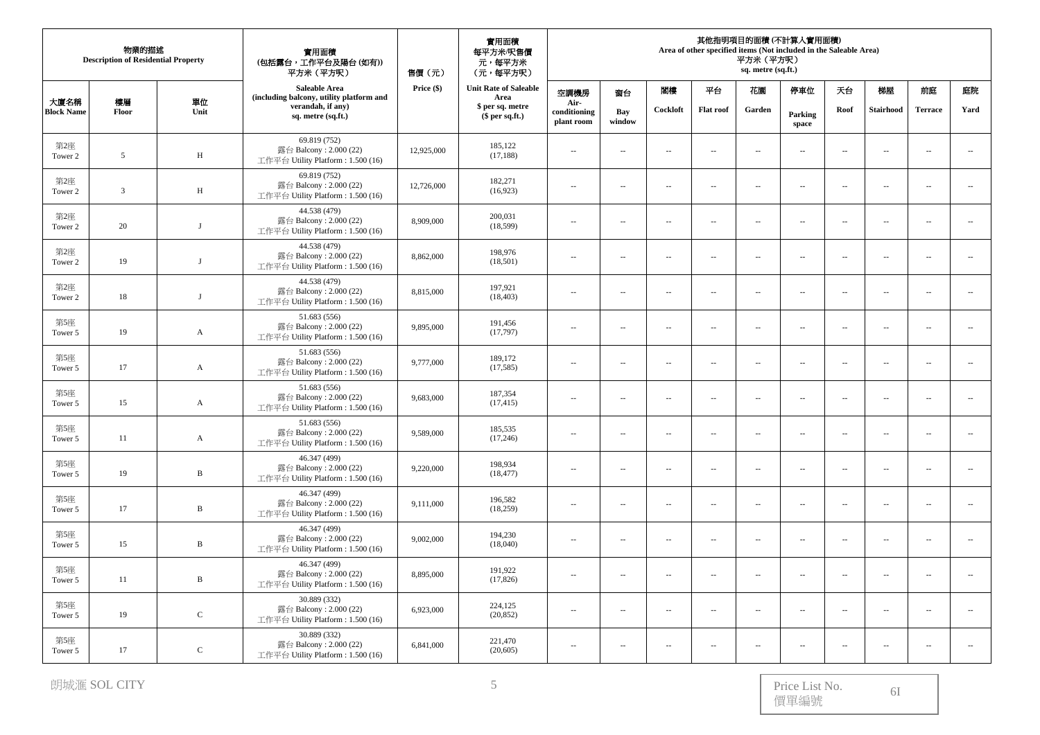| 物業的描述 Description of Residential Property | | | 實用面積 (包括露台，工作平台及陽台 (如有)) 平方米（平方呎） | 售價（元） | 實用面積 每平方米/呎售價 元，每平方米 (元，每平方呎) | 其他指明項目的面積 (不計算入實用面積) Area of other specified items (Not included in the Saleable Area) 平方米（平方呎） sq. metre (sq.ft.) | | | | | | | | | |
|---|---|---|---|---|---|---|---|---|---|---|---|---|---|---|---|
| 大廈名稱 Block Name | 樓層 Floor | 單位 Unit | Saleable Area (including balcony, utility platform and verandah, if any) sq. metre (sq.ft.) | Price ($) | Unit Rate of Saleable Area $ per sq. metre ($ per sq.ft.) | 空調機房 Air-conditioning plant room | 窗台 Bay window | 閣樓 Cockloft | 平台 Flat roof | 花園 Garden | 停車位 Parking space | 天台 Roof | 梯屋 Stairhood | 前庭 Terrace | 庭院 Yard |
| 第2座 Tower 2 | 5 | H | 69.819 (752) 露台 Balcony : 2.000 (22) 工作平台 Utility Platform : 1.500 (16) | 12,925,000 | 185,122 (17,188) | -- | -- | -- | -- | -- | -- | -- | -- | -- | -- |
| 第2座 Tower 2 | 3 | H | 69.819 (752) 露台 Balcony : 2.000 (22) 工作平台 Utility Platform : 1.500 (16) | 12,726,000 | 182,271 (16,923) | -- | -- | -- | -- | -- | -- | -- | -- | -- | -- |
| 第2座 Tower 2 | 20 | J | 44.538 (479) 露台 Balcony : 2.000 (22) 工作平台 Utility Platform : 1.500 (16) | 8,909,000 | 200,031 (18,599) | -- | -- | -- | -- | -- | -- | -- | -- | -- | -- |
| 第2座 Tower 2 | 19 | J | 44.538 (479) 露台 Balcony : 2.000 (22) 工作平台 Utility Platform : 1.500 (16) | 8,862,000 | 198,976 (18,501) | -- | -- | -- | -- | -- | -- | -- | -- | -- | -- |
| 第2座 Tower 2 | 18 | J | 44.538 (479) 露台 Balcony : 2.000 (22) 工作平台 Utility Platform : 1.500 (16) | 8,815,000 | 197,921 (18,403) | -- | -- | -- | -- | -- | -- | -- | -- | -- | -- |
| 第5座 Tower 5 | 19 | A | 51.683 (556) 露台 Balcony : 2.000 (22) 工作平台 Utility Platform : 1.500 (16) | 9,895,000 | 191,456 (17,797) | -- | -- | -- | -- | -- | -- | -- | -- | -- | -- |
| 第5座 Tower 5 | 17 | A | 51.683 (556) 露台 Balcony : 2.000 (22) 工作平台 Utility Platform : 1.500 (16) | 9,777,000 | 189,172 (17,585) | -- | -- | -- | -- | -- | -- | -- | -- | -- | -- |
| 第5座 Tower 5 | 15 | A | 51.683 (556) 露台 Balcony : 2.000 (22) 工作平台 Utility Platform : 1.500 (16) | 9,683,000 | 187,354 (17,415) | -- | -- | -- | -- | -- | -- | -- | -- | -- | -- |
| 第5座 Tower 5 | 11 | A | 51.683 (556) 露台 Balcony : 2.000 (22) 工作平台 Utility Platform : 1.500 (16) | 9,589,000 | 185,535 (17,246) | -- | -- | -- | -- | -- | -- | -- | -- | -- | -- |
| 第5座 Tower 5 | 19 | B | 46.347 (499) 露台 Balcony : 2.000 (22) 工作平台 Utility Platform : 1.500 (16) | 9,220,000 | 198,934 (18,477) | -- | -- | -- | -- | -- | -- | -- | -- | -- | -- |
| 第5座 Tower 5 | 17 | B | 46.347 (499) 露台 Balcony : 2.000 (22) 工作平台 Utility Platform : 1.500 (16) | 9,111,000 | 196,582 (18,259) | -- | -- | -- | -- | -- | -- | -- | -- | -- | -- |
| 第5座 Tower 5 | 15 | B | 46.347 (499) 露台 Balcony : 2.000 (22) 工作平台 Utility Platform : 1.500 (16) | 9,002,000 | 194,230 (18,040) | -- | -- | -- | -- | -- | -- | -- | -- | -- | -- |
| 第5座 Tower 5 | 11 | B | 46.347 (499) 露台 Balcony : 2.000 (22) 工作平台 Utility Platform : 1.500 (16) | 8,895,000 | 191,922 (17,826) | -- | -- | -- | -- | -- | -- | -- | -- | -- | -- |
| 第5座 Tower 5 | 19 | C | 30.889 (332) 露台 Balcony : 2.000 (22) 工作平台 Utility Platform : 1.500 (16) | 6,923,000 | 224,125 (20,852) | -- | -- | -- | -- | -- | -- | -- | -- | -- | -- |
| 第5座 Tower 5 | 17 | C | 30.889 (332) 露台 Balcony : 2.000 (22) 工作平台 Utility Platform : 1.500 (16) | 6,841,000 | 221,470 (20,605) | -- | -- | -- | -- | -- | -- | -- | -- | -- | -- |

朗城滙 SOL CITY

Price List No. 價單編號 6I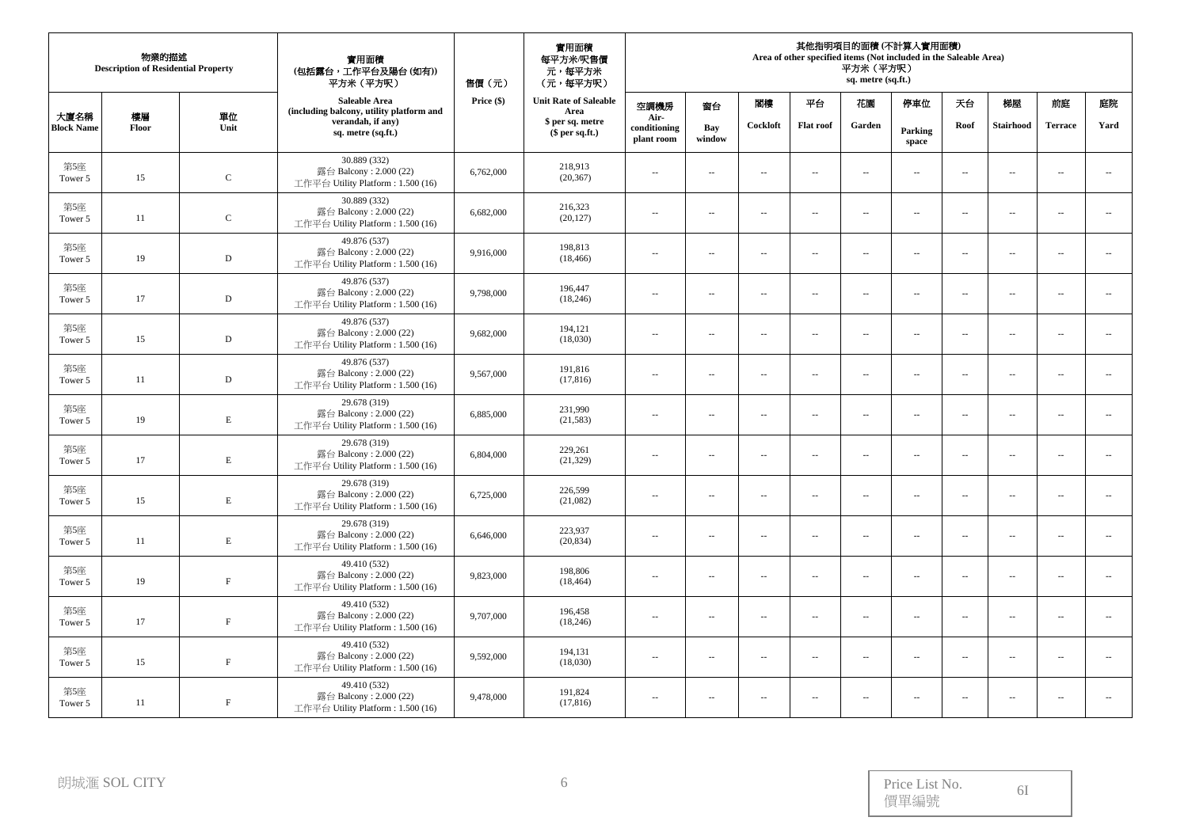| 物業的描述 Description of Residential Property | | | 實用面積 (包括露台，工作平台及陽台 (如有)) 平方米（平方呎） | 售價（元） | 實用面積 每平方米/呎售價 元，每平方米 (元，每平方呎) | 其他指明項目的面積 (不計算入實用面積) Area of other specified items (Not included in the Saleable Area) 平方米（平方呎） sq. metre (sq.ft.) | | | | | | | | | |
|---|---|---|---|---|---|---|---|---|---|---|---|---|---|---|---|
| 大廈名稱 Block Name | 樓層 Floor | 單位 Unit | Saleable Area (including balcony, utility platform and verandah, if any) sq. metre (sq.ft.) | Price ($) | Unit Rate of Saleable Area $ per sq. metre ($ per sq.ft.) | 空調機房 Air-conditioning plant room | 窗台 Bay window | 閣樓 Cockloft | 平台 Flat roof | 花園 Garden | 停車位 Parking space | 天台 Roof | 梯屋 Stairhood | 前庭 Terrace | 庭院 Yard |
| 第5座 Tower 5 | 15 | C | 30.889 (332) 露台 Balcony : 2.000 (22) 工作平台 Utility Platform : 1.500 (16) | 6,762,000 | 218,913 (20,367) | -- | -- | -- | -- | -- | -- | -- | -- | -- | -- |
| 第5座 Tower 5 | 11 | C | 30.889 (332) 露台 Balcony : 2.000 (22) 工作平台 Utility Platform : 1.500 (16) | 6,682,000 | 216,323 (20,127) | -- | -- | -- | -- | -- | -- | -- | -- | -- | -- |
| 第5座 Tower 5 | 19 | D | 49.876 (537) 露台 Balcony : 2.000 (22) 工作平台 Utility Platform : 1.500 (16) | 9,916,000 | 198,813 (18,466) | -- | -- | -- | -- | -- | -- | -- | -- | -- | -- |
| 第5座 Tower 5 | 17 | D | 49.876 (537) 露台 Balcony : 2.000 (22) 工作平台 Utility Platform : 1.500 (16) | 9,798,000 | 196,447 (18,246) | -- | -- | -- | -- | -- | -- | -- | -- | -- | -- |
| 第5座 Tower 5 | 15 | D | 49.876 (537) 露台 Balcony : 2.000 (22) 工作平台 Utility Platform : 1.500 (16) | 9,682,000 | 194,121 (18,030) | -- | -- | -- | -- | -- | -- | -- | -- | -- | -- |
| 第5座 Tower 5 | 11 | D | 49.876 (537) 露台 Balcony : 2.000 (22) 工作平台 Utility Platform : 1.500 (16) | 9,567,000 | 191,816 (17,816) | -- | -- | -- | -- | -- | -- | -- | -- | -- | -- |
| 第5座 Tower 5 | 19 | E | 29.678 (319) 露台 Balcony : 2.000 (22) 工作平台 Utility Platform : 1.500 (16) | 6,885,000 | 231,990 (21,583) | -- | -- | -- | -- | -- | -- | -- | -- | -- | -- |
| 第5座 Tower 5 | 17 | E | 29.678 (319) 露台 Balcony : 2.000 (22) 工作平台 Utility Platform : 1.500 (16) | 6,804,000 | 229,261 (21,329) | -- | -- | -- | -- | -- | -- | -- | -- | -- | -- |
| 第5座 Tower 5 | 15 | E | 29.678 (319) 露台 Balcony : 2.000 (22) 工作平台 Utility Platform : 1.500 (16) | 6,725,000 | 226,599 (21,082) | -- | -- | -- | -- | -- | -- | -- | -- | -- | -- |
| 第5座 Tower 5 | 11 | E | 29.678 (319) 露台 Balcony : 2.000 (22) 工作平台 Utility Platform : 1.500 (16) | 6,646,000 | 223,937 (20,834) | -- | -- | -- | -- | -- | -- | -- | -- | -- | -- |
| 第5座 Tower 5 | 19 | F | 49.410 (532) 露台 Balcony : 2.000 (22) 工作平台 Utility Platform : 1.500 (16) | 9,823,000 | 198,806 (18,464) | -- | -- | -- | -- | -- | -- | -- | -- | -- | -- |
| 第5座 Tower 5 | 17 | F | 49.410 (532) 露台 Balcony : 2.000 (22) 工作平台 Utility Platform : 1.500 (16) | 9,707,000 | 196,458 (18,246) | -- | -- | -- | -- | -- | -- | -- | -- | -- | -- |
| 第5座 Tower 5 | 15 | F | 49.410 (532) 露台 Balcony : 2.000 (22) 工作平台 Utility Platform : 1.500 (16) | 9,592,000 | 194,131 (18,030) | -- | -- | -- | -- | -- | -- | -- | -- | -- | -- |
| 第5座 Tower 5 | 11 | F | 49.410 (532) 露台 Balcony : 2.000 (22) 工作平台 Utility Platform : 1.500 (16) | 9,478,000 | 191,824 (17,816) | -- | -- | -- | -- | -- | -- | -- | -- | -- | -- |

朗城滙 SOL CITY

Price List No. 價單編號 6I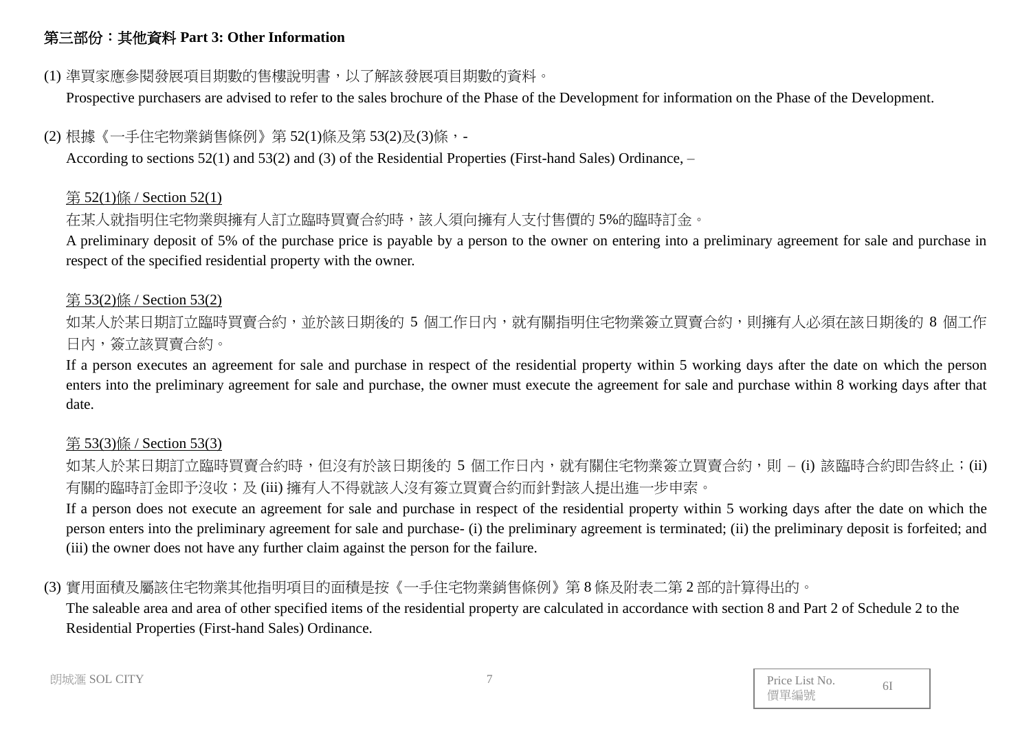## 第三部份：其他資料 Part 3: Other Information

(1) 準買家應參閱發展項目期數的售樓說明書，以了解該發展項目期數的資料。

Prospective purchasers are advised to refer to the sales brochure of the Phase of the Development for information on the Phase of the Development.

(2) 根據《一手住宅物業銷售條例》第 52(1)條及第 53(2)及(3)條，-

According to sections 52(1) and 53(2) and (3) of the Residential Properties (First-hand Sales) Ordinance, –

第 52(1)條 / Section 52(1)

在某人就指明住宅物業與擁有人訂立臨時買賣合約時，該人須向擁有人支付售價的 5%的臨時訂金。

A preliminary deposit of 5% of the purchase price is payable by a person to the owner on entering into a preliminary agreement for sale and purchase in respect of the specified residential property with the owner.

第 53(2)條 / Section 53(2)

如某人於某日期訂立臨時買賣合約，並於該日期後的 5 個工作日內，就有關指明住宅物業簽立買賣合約，則擁有人必須在該日期後的 8 個工作日內，簽立該買賣合約。

If a person executes an agreement for sale and purchase in respect of the residential property within 5 working days after the date on which the person enters into the preliminary agreement for sale and purchase, the owner must execute the agreement for sale and purchase within 8 working days after that date.

第 53(3)條 / Section 53(3)

如某人於某日期訂立臨時買賣合約時，但沒有於該日期後的 5 個工作日內，就有關住宅物業簽立買賣合約，則 – (i) 該臨時合約即告終止；(ii) 有關的臨時訂金即予沒收；及 (iii) 擁有人不得就該人沒有簽立買賣合約而針對該人提出進一步申索。

If a person does not execute an agreement for sale and purchase in respect of the residential property within 5 working days after the date on which the person enters into the preliminary agreement for sale and purchase- (i) the preliminary agreement is terminated; (ii) the preliminary deposit is forfeited; and (iii) the owner does not have any further claim against the person for the failure.

(3) 實用面積及屬該住宅物業其他指明項目的面積是按《一手住宅物業銷售條例》第 8 條及附表二第 2 部的計算得出的。

The saleable area and area of other specified items of the residential property are calculated in accordance with section 8 and Part 2 of Schedule 2 to the Residential Properties (First-hand Sales) Ordinance.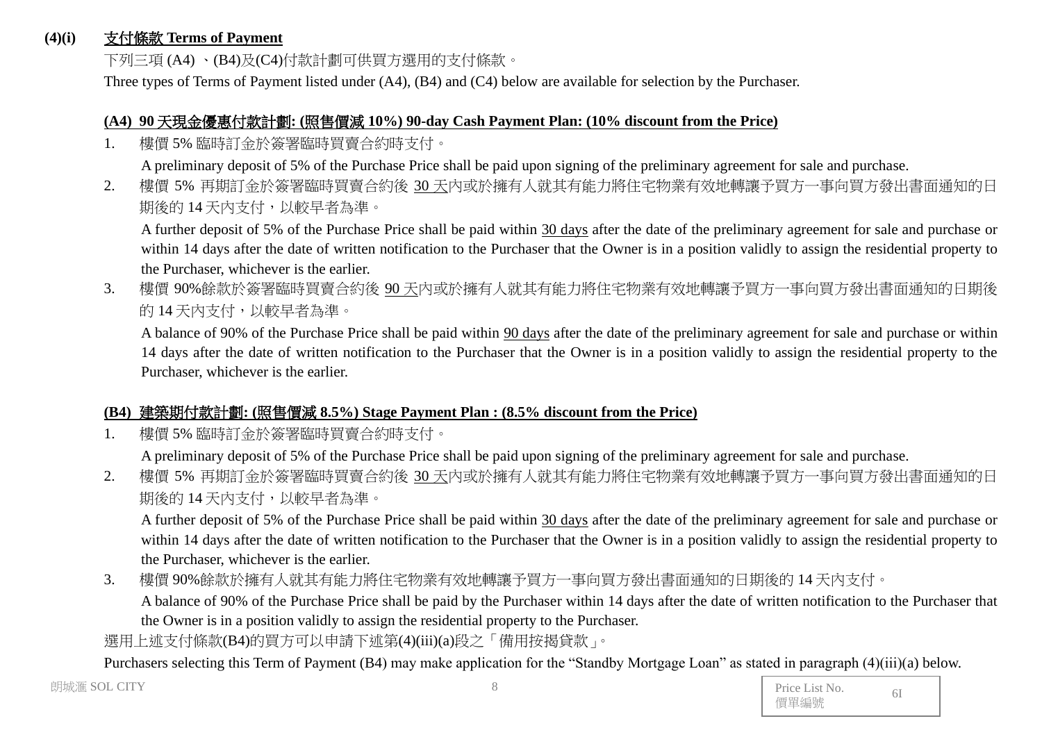**(4)(i)** **<u>支付條款 Terms of Payment</u>**

下列三項 (A4) 、(B4)及(C4)付款計劃可供買方選用的支付條款。

Three types of Terms of Payment listed under (A4), (B4) and (C4) below are available for selection by the Purchaser.

**<u>(A4) 90 天現金優惠付款計劃: (照售價減 10%) 90-day Cash Payment Plan: (10% discount from the Price)</u>**

1. 樓價 5% 臨時訂金於簽署臨時買賣合約時支付。

   A preliminary deposit of 5% of the Purchase Price shall be paid upon signing of the preliminary agreement for sale and purchase.

2. 樓價 5% 再期訂金於簽署臨時買賣合約後 <u>30 天</u>內或於擁有人就其有能力將住宅物業有效地轉讓予買方一事向買方發出書面通知的日期後的 14 天內支付，以較早者為準。

   A further deposit of 5% of the Purchase Price shall be paid within <u>30 days</u> after the date of the preliminary agreement for sale and purchase or within 14 days after the date of written notification to the Purchaser that the Owner is in a position validly to assign the residential property to the Purchaser, whichever is the earlier.

3. 樓價 90%餘款於簽署臨時買賣合約後 <u>90 天</u>內或於擁有人就其有能力將住宅物業有效地轉讓予買方一事向買方發出書面通知的日期後的 14 天內支付，以較早者為準。

   A balance of 90% of the Purchase Price shall be paid within <u>90 days</u> after the date of the preliminary agreement for sale and purchase or within 14 days after the date of written notification to the Purchaser that the Owner is in a position validly to assign the residential property to the Purchaser, whichever is the earlier.

**<u>(B4) 建築期付款計劃: (照售價減 8.5%) Stage Payment Plan : (8.5% discount from the Price)</u>**

1. 樓價 5% 臨時訂金於簽署臨時買賣合約時支付。

   A preliminary deposit of 5% of the Purchase Price shall be paid upon signing of the preliminary agreement for sale and purchase.

2. 樓價 5% 再期訂金於簽署臨時買賣合約後 <u>30 天</u>內或於擁有人就其有能力將住宅物業有效地轉讓予買方一事向買方發出書面通知的日期後的 14 天內支付，以較早者為準。

   A further deposit of 5% of the Purchase Price shall be paid within <u>30 days</u> after the date of the preliminary agreement for sale and purchase or within 14 days after the date of written notification to the Purchaser that the Owner is in a position validly to assign the residential property to the Purchaser, whichever is the earlier.

3. 樓價 90%餘款於擁有人就其有能力將住宅物業有效地轉讓予買方一事向買方發出書面通知的日期後的 14 天內支付。

   A balance of 90% of the Purchase Price shall be paid by the Purchaser within 14 days after the date of written notification to the Purchaser that the Owner is in a position validly to assign the residential property to the Purchaser.

選用上述支付條款(B4)的買方可以申請下述第(4)(iii)(a)段之「備用按揭貸款」。

Purchasers selecting this Term of Payment (B4) may make application for the "Standby Mortgage Loan" as stated in paragraph (4)(iii)(a) below.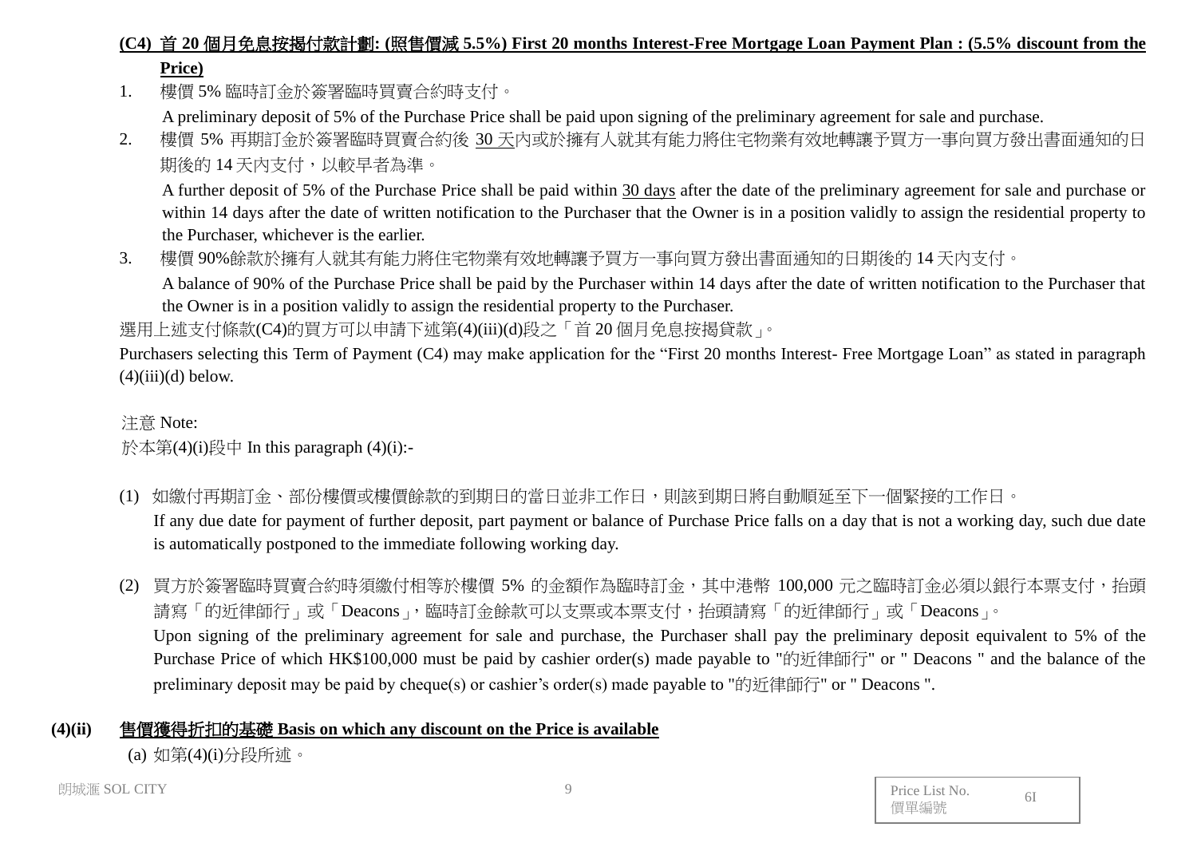**(C4) 首 20 個月免息按揭付款計劃: (照售價減 5.5%) First 20 months Interest-Free Mortgage Loan Payment Plan : (5.5% discount from the Price)**

1. 樓價 5% 臨時訂金於簽署臨時買賣合約時支付。
   A preliminary deposit of 5% of the Purchase Price shall be paid upon signing of the preliminary agreement for sale and purchase.
2. 樓價 5% 再期訂金於簽署臨時買賣合約後 30 天內或於擁有人就其有能力將住宅物業有效地轉讓予買方一事向買方發出書面通知的日期後的 14 天內支付，以較早者為準。
   A further deposit of 5% of the Purchase Price shall be paid within 30 days after the date of the preliminary agreement for sale and purchase or within 14 days after the date of written notification to the Purchaser that the Owner is in a position validly to assign the residential property to the Purchaser, whichever is the earlier.
3. 樓價 90%餘款於擁有人就其有能力將住宅物業有效地轉讓予買方一事向買方發出書面通知的日期後的 14 天內支付。
   A balance of 90% of the Purchase Price shall be paid by the Purchaser within 14 days after the date of written notification to the Purchaser that the Owner is in a position validly to assign the residential property to the Purchaser.

選用上述支付條款(C4)的買方可以申請下述第(4)(iii)(d)段之「首 20 個月免息按揭貸款」。
Purchasers selecting this Term of Payment (C4) may make application for the "First 20 months Interest- Free Mortgage Loan" as stated in paragraph (4)(iii)(d) below.

注意 Note:
於本第(4)(i)段中 In this paragraph (4)(i):-

(1) 如繳付再期訂金、部份樓價或樓價餘款的到期日的當日並非工作日，則該到期日將自動順延至下一個緊接的工作日。
If any due date for payment of further deposit, part payment or balance of Purchase Price falls on a day that is not a working day, such due date is automatically postponed to the immediate following working day.

(2) 買方於簽署臨時買賣合約時須繳付相等於樓價 5% 的金額作為臨時訂金，其中港幣 100,000 元之臨時訂金必須以銀行本票支付，抬頭請寫「的近律師行」或「Deacons」，臨時訂金餘款可以支票或本票支付，抬頭請寫「的近律師行」或「Deacons」。
Upon signing of the preliminary agreement for sale and purchase, the Purchaser shall pay the preliminary deposit equivalent to 5% of the Purchase Price of which HK$100,000 must be paid by cashier order(s) made payable to "的近律師行" or " Deacons " and the balance of the preliminary deposit may be paid by cheque(s) or cashier's order(s) made payable to "的近律師行" or " Deacons ".

**(4)(ii) 售價獲得折扣的基礎 Basis on which any discount on the Price is available**

(a) 如第(4)(i)分段所述。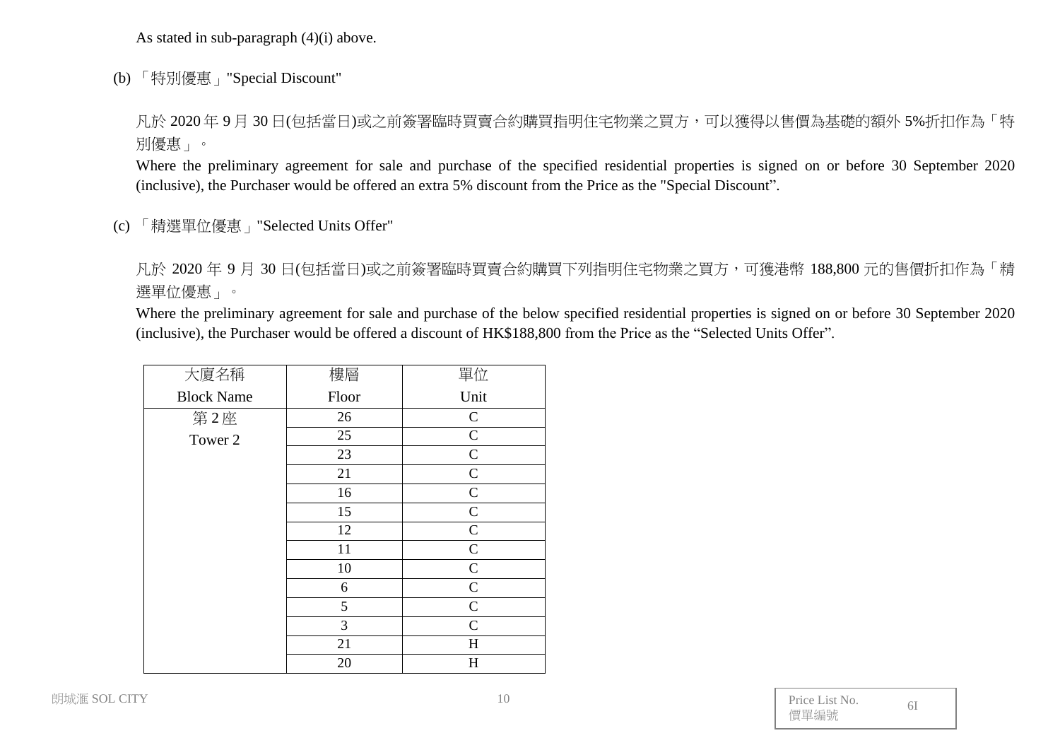As stated in sub-paragraph (4)(i) above.

(b) 「特別優惠」"Special Discount"

凡於 2020 年 9 月 30 日(包括當日)或之前簽署臨時買賣合約購買指明住宅物業之買方，可以獲得以售價為基礎的額外 5%折扣作為「特別優惠」。

Where the preliminary agreement for sale and purchase of the specified residential properties is signed on or before 30 September 2020 (inclusive), the Purchaser would be offered an extra 5% discount from the Price as the "Special Discount".

(c) 「精選單位優惠」"Selected Units Offer"

凡於 2020 年 9 月 30 日(包括當日)或之前簽署臨時買賣合約購買下列指明住宅物業之買方，可獲港幣 188,800 元的售價折扣作為「精選單位優惠」。

Where the preliminary agreement for sale and purchase of the below specified residential properties is signed on or before 30 September 2020 (inclusive), the Purchaser would be offered a discount of HK$188,800 from the Price as the "Selected Units Offer".

| 大廈名稱<br>Block Name | 樓層<br>Floor | 單位<br>Unit |
|---|---|---|
| 第 2 座<br>Tower 2 | 26 | C |
| | 25 | C |
| | 23 | C |
| | 21 | C |
| | 16 | C |
| | 15 | C |
| | 12 | C |
| | 11 | C |
| | 10 | C |
| | 6 | C |
| | 5 | C |
| | 3 | C |
| | 21 | H |
| | 20 | H |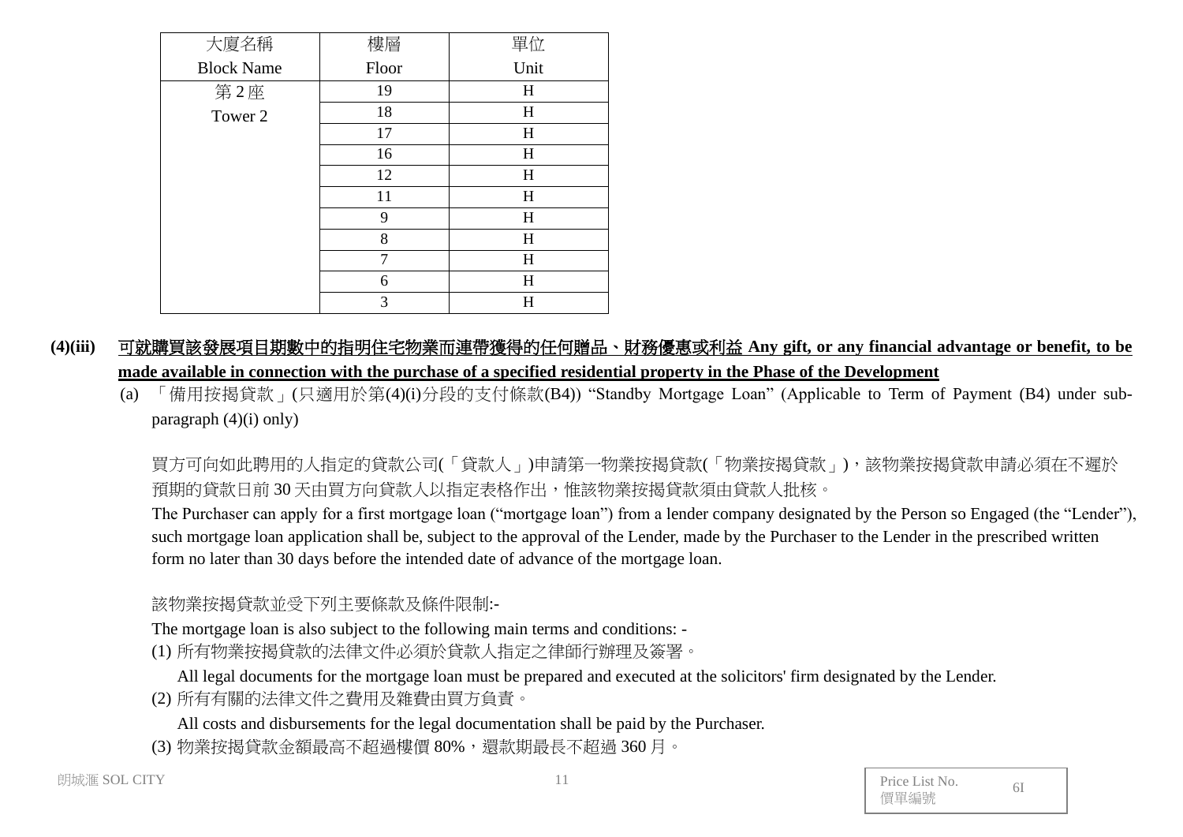| 大廈名稱<br>Block Name | 樓層<br>Floor | 單位<br>Unit |
|---|---|---|
| 第 2 座<br>Tower 2 | 19 | H |
| | 18 | H |
| | 17 | H |
| | 16 | H |
| | 12 | H |
| | 11 | H |
| | 9 | H |
| | 8 | H |
| | 7 | H |
| | 6 | H |
| | 3 | H |

**(4)(iii) 可就購買該發展項目期數中的指明住宅物業而連帶獲得的任何贈品、財務優惠或利益 Any gift, or any financial advantage or benefit, to be made available in connection with the purchase of a specified residential property in the Phase of the Development**

(a) 「備用按揭貸款」(只適用於第(4)(i)分段的支付條款(B4)) “Standby Mortgage Loan” (Applicable to Term of Payment (B4) under sub-paragraph (4)(i) only)

買方可向如此聘用的人指定的貸款公司(「貸款人」)申請第一物業按揭貸款(「物業按揭貸款」)，該物業按揭貸款申請必須在不遲於預期的貸款日前 30 天由買方向貸款人以指定表格作出，惟該物業按揭貸款須由貸款人批核。
The Purchaser can apply for a first mortgage loan (“mortgage loan”) from a lender company designated by the Person so Engaged (the “Lender”), such mortgage loan application shall be, subject to the approval of the Lender, made by the Purchaser to the Lender in the prescribed written form no later than 30 days before the intended date of advance of the mortgage loan.

該物業按揭貸款並受下列主要條款及條件限制:-
The mortgage loan is also subject to the following main terms and conditions: -

(1) 所有物業按揭貸款的法律文件必須於貸款人指定之律師行辦理及簽署。
All legal documents for the mortgage loan must be prepared and executed at the solicitors' firm designated by the Lender.

(2) 所有有關的法律文件之費用及雜費由買方負責。
All costs and disbursements for the legal documentation shall be paid by the Purchaser.

(3) 物業按揭貸款金額最高不超過樓價 80%，還款期最長不超過 360 月。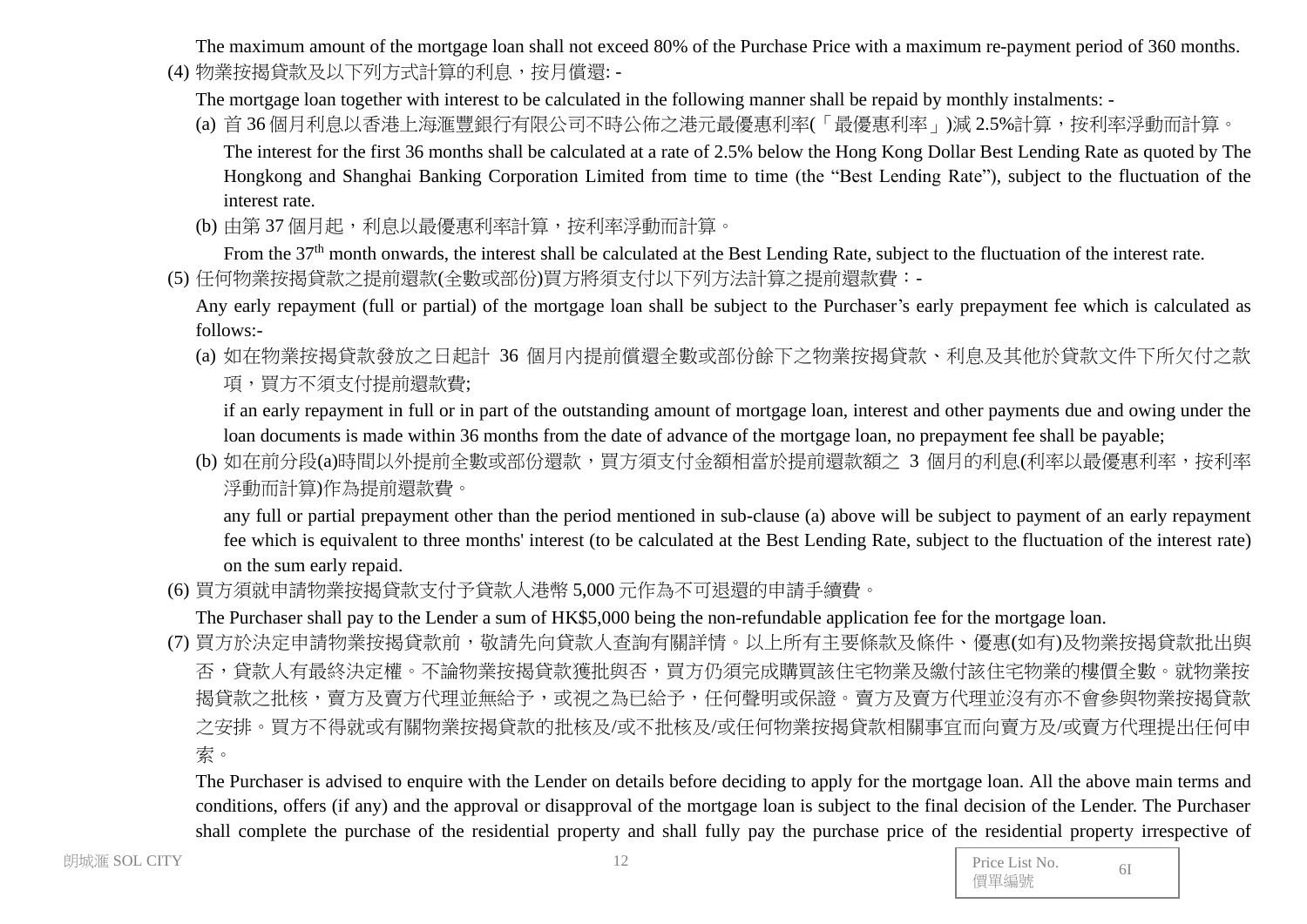The maximum amount of the mortgage loan shall not exceed 80% of the Purchase Price with a maximum re-payment period of 360 months.

(4) 物業按揭貸款及以下列方式計算的利息，按月償還: -

The mortgage loan together with interest to be calculated in the following manner shall be repaid by monthly instalments: -

(a) 首 36 個月利息以香港上海滙豐銀行有限公司不時公佈之港元最優惠利率(「最優惠利率」)減 2.5%計算，按利率浮動而計算。

The interest for the first 36 months shall be calculated at a rate of 2.5% below the Hong Kong Dollar Best Lending Rate as quoted by The Hongkong and Shanghai Banking Corporation Limited from time to time (the "Best Lending Rate"), subject to the fluctuation of the interest rate.

(b) 由第 37 個月起，利息以最優惠利率計算，按利率浮動而計算。

From the 37th month onwards, the interest shall be calculated at the Best Lending Rate, subject to the fluctuation of the interest rate.

(5) 任何物業按揭貸款之提前還款(全數或部份)買方將須支付以下列方法計算之提前還款費：-

Any early repayment (full or partial) of the mortgage loan shall be subject to the Purchaser's early prepayment fee which is calculated as follows:-

(a) 如在物業按揭貸款發放之日起計 36 個月內提前償還全數或部份餘下之物業按揭貸款、利息及其他於貸款文件下所欠付之款項，買方不須支付提前還款費;

if an early repayment in full or in part of the outstanding amount of mortgage loan, interest and other payments due and owing under the loan documents is made within 36 months from the date of advance of the mortgage loan, no prepayment fee shall be payable;

(b) 如在前分段(a)時間以外提前全數或部份還款，買方須支付金額相當於提前還款額之 3 個月的利息(利率以最優惠利率，按利率浮動而計算)作為提前還款費。

any full or partial prepayment other than the period mentioned in sub-clause (a) above will be subject to payment of an early repayment fee which is equivalent to three months' interest (to be calculated at the Best Lending Rate, subject to the fluctuation of the interest rate) on the sum early repaid.

(6) 買方須就申請物業按揭貸款支付予貸款人港幣 5,000 元作為不可退還的申請手續費。

The Purchaser shall pay to the Lender a sum of HK$5,000 being the non-refundable application fee for the mortgage loan.

(7) 買方於決定申請物業按揭貸款前，敬請先向貸款人查詢有關詳情。以上所有主要條款及條件、優惠(如有)及物業按揭貸款批出與否，貸款人有最終決定權。不論物業按揭貸款獲批與否，買方仍須完成購買該住宅物業及繳付該住宅物業的樓價全數。就物業按揭貸款之批核，賣方及賣方代理並無給予，或視之為已給予，任何聲明或保證。賣方及賣方代理並沒有亦不會參與物業按揭貸款之安排。買方不得就或有關物業按揭貸款的批核及/或不批核及/或任何物業按揭貸款相關事宜而向賣方及/或賣方代理提出任何申索。

The Purchaser is advised to enquire with the Lender on details before deciding to apply for the mortgage loan. All the above main terms and conditions, offers (if any) and the approval or disapproval of the mortgage loan is subject to the final decision of the Lender. The Purchaser shall complete the purchase of the residential property and shall fully pay the purchase price of the residential property irrespective of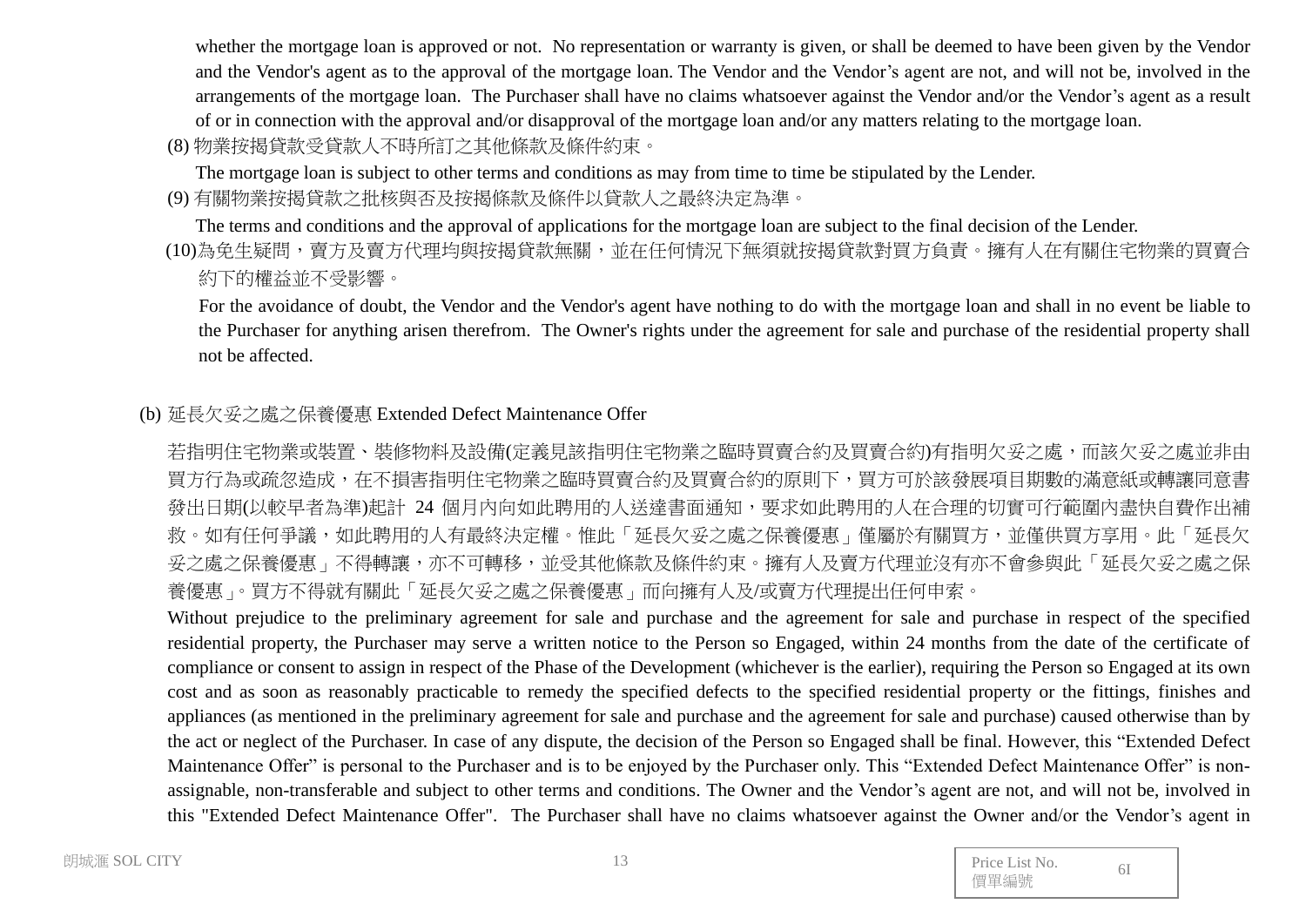whether the mortgage loan is approved or not. No representation or warranty is given, or shall be deemed to have been given by the Vendor and the Vendor's agent as to the approval of the mortgage loan. The Vendor and the Vendor's agent are not, and will not be, involved in the arrangements of the mortgage loan. The Purchaser shall have no claims whatsoever against the Vendor and/or the Vendor's agent as a result of or in connection with the approval and/or disapproval of the mortgage loan and/or any matters relating to the mortgage loan.

(8) 物業按揭貸款受貸款人不時所訂之其他條款及條件約束。

The mortgage loan is subject to other terms and conditions as may from time to time be stipulated by the Lender.

(9) 有關物業按揭貸款之批核與否及按揭條款及條件以貸款人之最終決定為準。

The terms and conditions and the approval of applications for the mortgage loan are subject to the final decision of the Lender.

(10) 為免生疑問，賣方及賣方代理均與按揭貸款無關，並在任何情況下無須就按揭貸款對買方負責。擁有人在有關住宅物業的買賣合約下的權益並不受影響。

For the avoidance of doubt, the Vendor and the Vendor's agent have nothing to do with the mortgage loan and shall in no event be liable to the Purchaser for anything arisen therefrom. The Owner's rights under the agreement for sale and purchase of the residential property shall not be affected.

(b) 延長欠妥之處之保養優惠 Extended Defect Maintenance Offer

若指明住宅物業或裝置、裝修物料及設備(定義見該指明住宅物業之臨時買賣合約及買賣合約)有指明欠妥之處，而該欠妥之處並非由買方行為或疏忽造成，在不損害指明住宅物業之臨時買賣合約及買賣合約的原則下，買方可於該發展項目期數的滿意紙或轉讓同意書發出日期(以較早者為準)起計 24 個月內向如此聘用的人送達書面通知，要求如此聘用的人在合理的切實可行範圍內盡快自費作出補救。如有任何爭議，如此聘用的人有最終決定權。惟此「延長欠妥之處之保養優惠」僅屬於有關買方，並僅供買方享用。此「延長欠妥之處之保養優惠」不得轉讓，亦不可轉移，並受其他條款及條件約束。擁有人及賣方代理並沒有亦不會參與此「延長欠妥之處之保養優惠」。買方不得就有關此「延長欠妥之處之保養優惠」而向擁有人及/或賣方代理提出任何申索。

Without prejudice to the preliminary agreement for sale and purchase and the agreement for sale and purchase in respect of the specified residential property, the Purchaser may serve a written notice to the Person so Engaged, within 24 months from the date of the certificate of compliance or consent to assign in respect of the Phase of the Development (whichever is the earlier), requiring the Person so Engaged at its own cost and as soon as reasonably practicable to remedy the specified defects to the specified residential property or the fittings, finishes and appliances (as mentioned in the preliminary agreement for sale and purchase and the agreement for sale and purchase) caused otherwise than by the act or neglect of the Purchaser. In case of any dispute, the decision of the Person so Engaged shall be final. However, this "Extended Defect Maintenance Offer" is personal to the Purchaser and is to be enjoyed by the Purchaser only. This "Extended Defect Maintenance Offer" is non-assignable, non-transferable and subject to other terms and conditions. The Owner and the Vendor's agent are not, and will not be, involved in this "Extended Defect Maintenance Offer". The Purchaser shall have no claims whatsoever against the Owner and/or the Vendor's agent in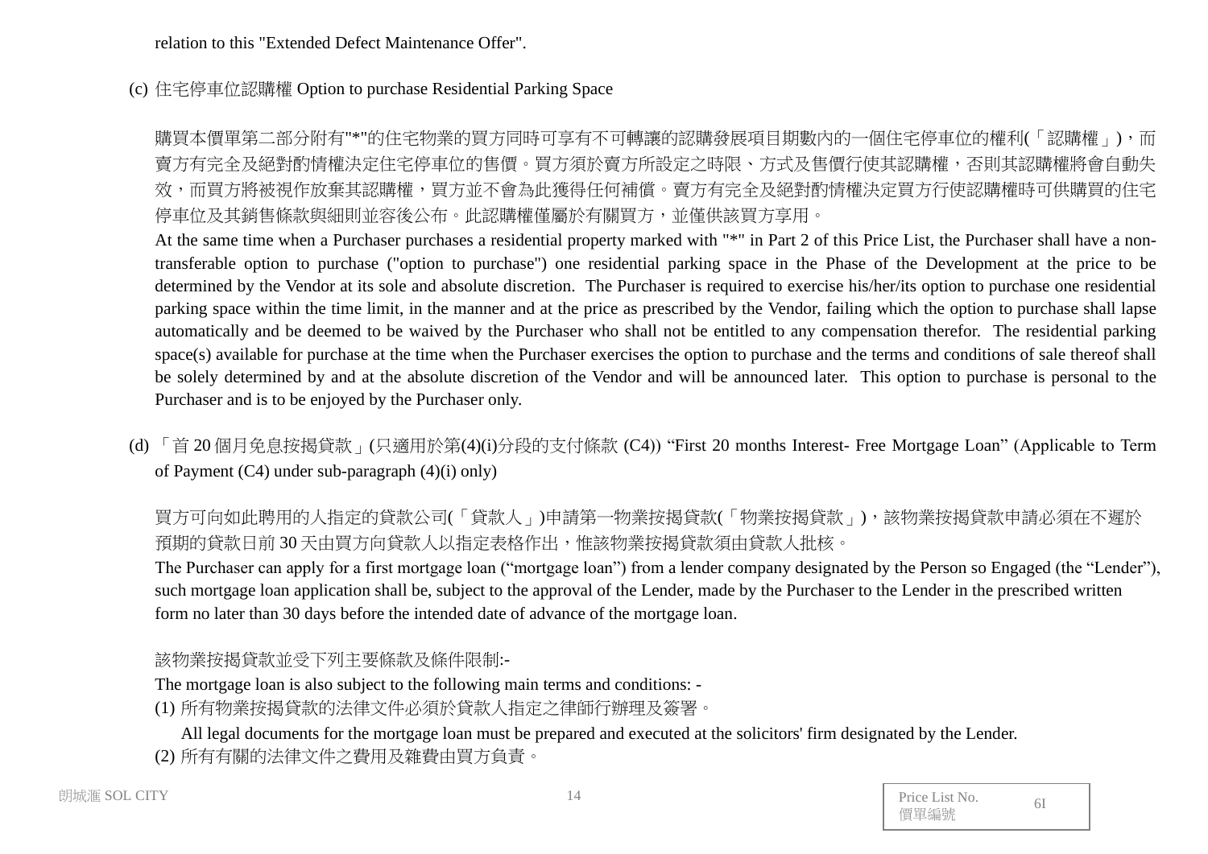relation to this "Extended Defect Maintenance Offer".

(c) 住宅停車位認購權 Option to purchase Residential Parking Space

購買本價單第二部分附有"*"的住宅物業的買方同時可享有不可轉讓的認購發展項目期數內的一個住宅停車位的權利(「認購權」)，而賣方有完全及絕對酌情權決定住宅停車位的售價。買方須於賣方所設定之時限、方式及售價行使其認購權，否則其認購權將會自動失效，而買方將被視作放棄其認購權，買方並不會為此獲得任何補償。賣方有完全及絕對酌情權決定買方行使認購權時可供購買的住宅停車位及其銷售條款與細則並容後公布。此認購權僅屬於有關買方，並僅供該買方享用。

At the same time when a Purchaser purchases a residential property marked with "*" in Part 2 of this Price List, the Purchaser shall have a non-transferable option to purchase ("option to purchase") one residential parking space in the Phase of the Development at the price to be determined by the Vendor at its sole and absolute discretion. The Purchaser is required to exercise his/her/its option to purchase one residential parking space within the time limit, in the manner and at the price as prescribed by the Vendor, failing which the option to purchase shall lapse automatically and be deemed to be waived by the Purchaser who shall not be entitled to any compensation therefor. The residential parking space(s) available for purchase at the time when the Purchaser exercises the option to purchase and the terms and conditions of sale thereof shall be solely determined by and at the absolute discretion of the Vendor and will be announced later. This option to purchase is personal to the Purchaser and is to be enjoyed by the Purchaser only.

(d) 「首 20 個月免息按揭貸款」(只適用於第(4)(i)分段的支付條款 (C4)) “First 20 months Interest- Free Mortgage Loan” (Applicable to Term of Payment (C4) under sub-paragraph (4)(i) only)

買方可向如此聘用的人指定的貸款公司(「貸款人」)申請第一物業按揭貸款(「物業按揭貸款」)，該物業按揭貸款申請必須在不遲於預期的貸款日前 30 天由買方向貸款人以指定表格作出，惟該物業按揭貸款須由貸款人批核。

The Purchaser can apply for a first mortgage loan (“mortgage loan”) from a lender company designated by the Person so Engaged (the “Lender”), such mortgage loan application shall be, subject to the approval of the Lender, made by the Purchaser to the Lender in the prescribed written form no later than 30 days before the intended date of advance of the mortgage loan.

該物業按揭貸款並受下列主要條款及條件限制:-

The mortgage loan is also subject to the following main terms and conditions: -

(1) 所有物業按揭貸款的法律文件必須於貸款人指定之律師行辦理及簽署。
All legal documents for the mortgage loan must be prepared and executed at the solicitors' firm designated by the Lender.

(2) 所有有關的法律文件之費用及雜費由買方負責。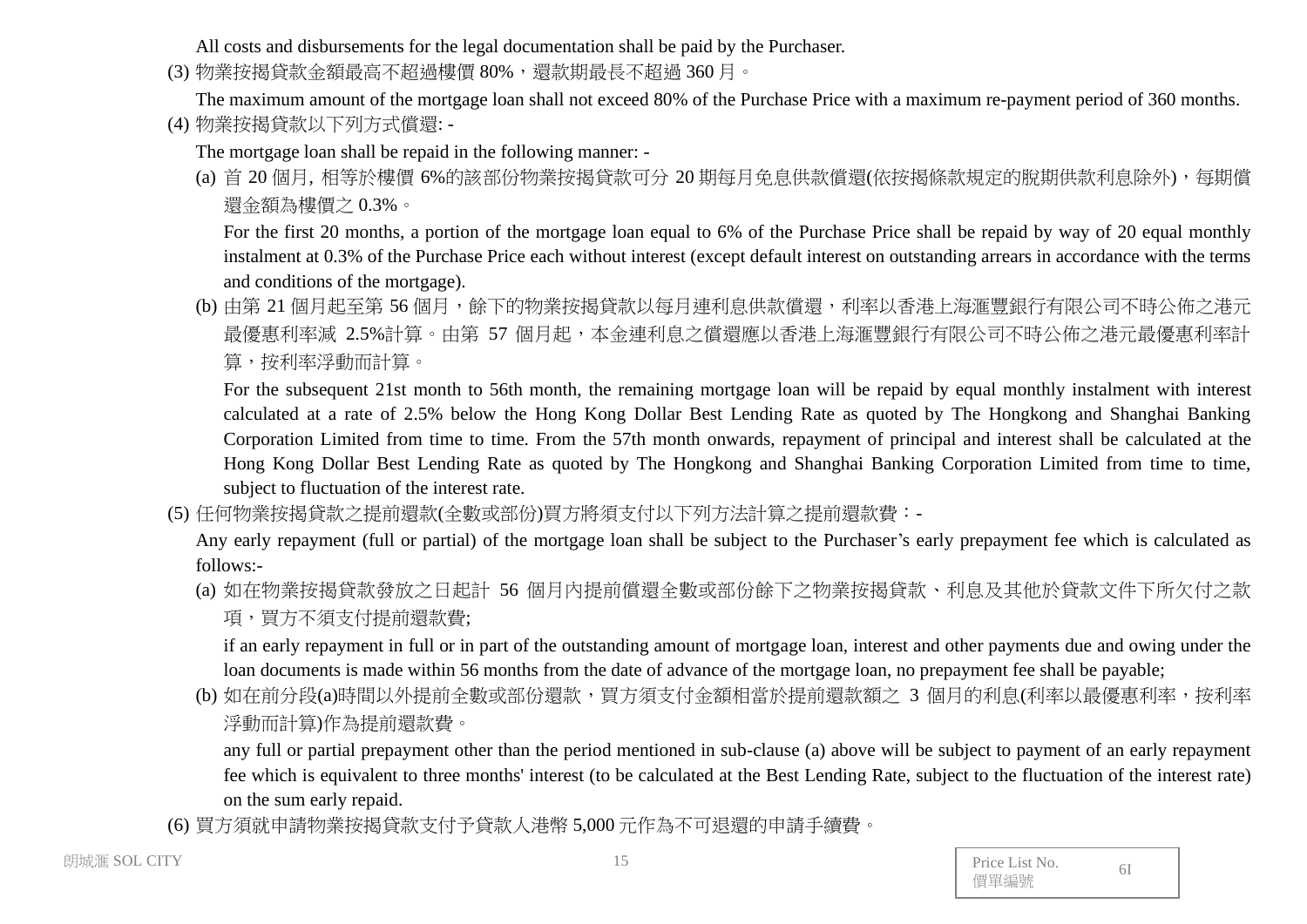All costs and disbursements for the legal documentation shall be paid by the Purchaser.

(3) 物業按揭貸款金額最高不超過樓價 80%，還款期最長不超過 360 月。

The maximum amount of the mortgage loan shall not exceed 80% of the Purchase Price with a maximum re-payment period of 360 months.

(4) 物業按揭貸款以下列方式償還: -

The mortgage loan shall be repaid in the following manner: -

(a) 首 20 個月, 相等於樓價 6%的該部份物業按揭貸款可分 20 期每月免息供款償還(依按揭條款規定的脫期供款利息除外)，每期償還金額為樓價之 0.3%。

For the first 20 months, a portion of the mortgage loan equal to 6% of the Purchase Price shall be repaid by way of 20 equal monthly instalment at 0.3% of the Purchase Price each without interest (except default interest on outstanding arrears in accordance with the terms and conditions of the mortgage).

(b) 由第 21 個月起至第 56 個月，餘下的物業按揭貸款以每月連利息供款償還，利率以香港上海滙豐銀行有限公司不時公佈之港元最優惠利率減 2.5%計算。由第 57 個月起，本金連利息之償還應以香港上海滙豐銀行有限公司不時公佈之港元最優惠利率計算，按利率浮動而計算。

For the subsequent 21st month to 56th month, the remaining mortgage loan will be repaid by equal monthly instalment with interest calculated at a rate of 2.5% below the Hong Kong Dollar Best Lending Rate as quoted by The Hongkong and Shanghai Banking Corporation Limited from time to time. From the 57th month onwards, repayment of principal and interest shall be calculated at the Hong Kong Dollar Best Lending Rate as quoted by The Hongkong and Shanghai Banking Corporation Limited from time to time, subject to fluctuation of the interest rate.

(5) 任何物業按揭貸款之提前還款(全數或部份)買方將須支付以下列方法計算之提前還款費：-

Any early repayment (full or partial) of the mortgage loan shall be subject to the Purchaser's early prepayment fee which is calculated as follows:-

(a) 如在物業按揭貸款發放之日起計 56 個月內提前償還全數或部份餘下之物業按揭貸款、利息及其他於貸款文件下所欠付之款項，買方不須支付提前還款費;

if an early repayment in full or in part of the outstanding amount of mortgage loan, interest and other payments due and owing under the loan documents is made within 56 months from the date of advance of the mortgage loan, no prepayment fee shall be payable;

(b) 如在前分段(a)時間以外提前全數或部份還款，買方須支付金額相當於提前還款額之 3 個月的利息(利率以最優惠利率，按利率浮動而計算)作為提前還款費。

any full or partial prepayment other than the period mentioned in sub-clause (a) above will be subject to payment of an early repayment fee which is equivalent to three months' interest (to be calculated at the Best Lending Rate, subject to the fluctuation of the interest rate) on the sum early repaid.

(6) 買方須就申請物業按揭貸款支付予貸款人港幣 5,000 元作為不可退還的申請手續費。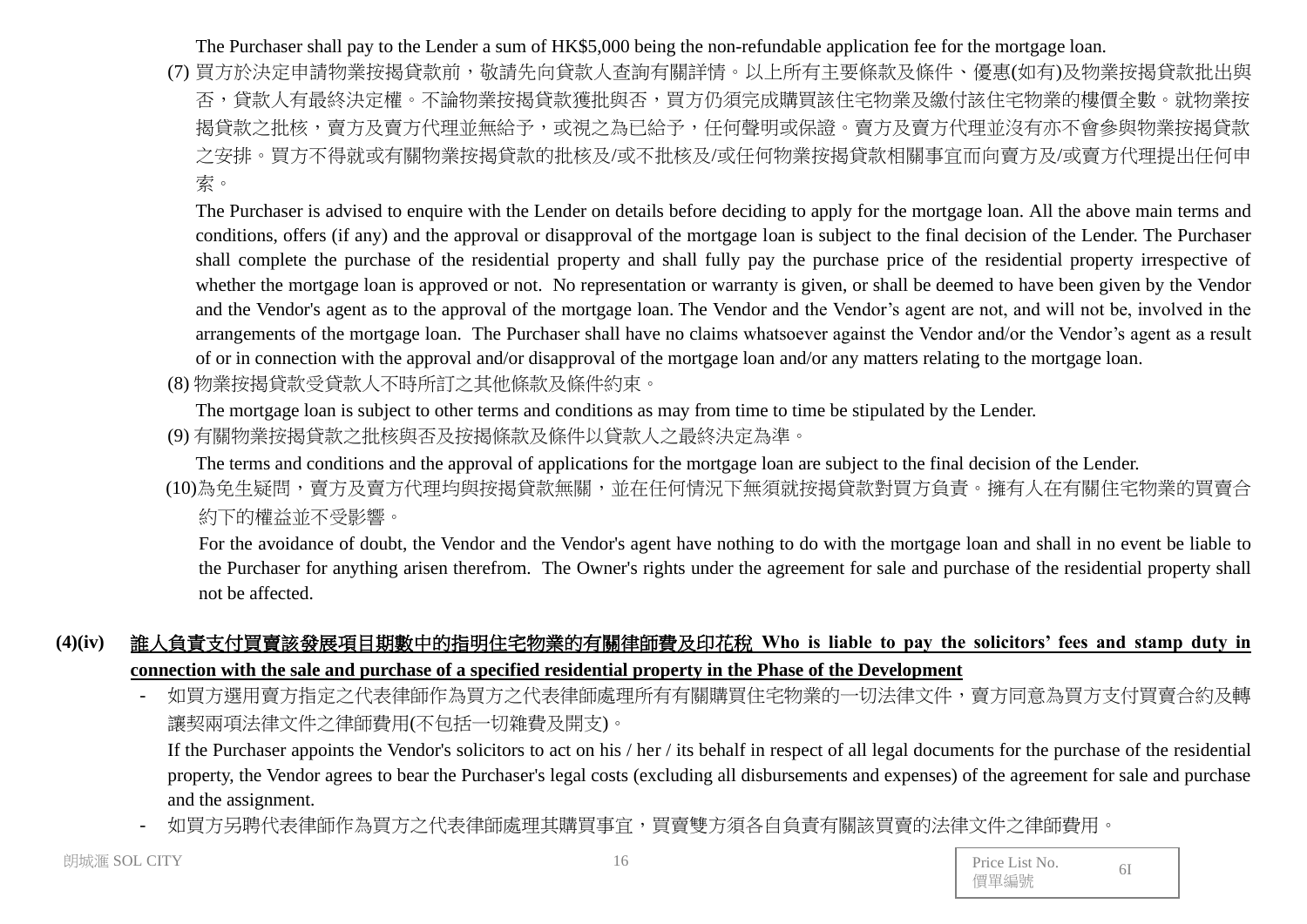The Purchaser shall pay to the Lender a sum of HK$5,000 being the non-refundable application fee for the mortgage loan.

(7) 買方於決定申請物業按揭貸款前，敬請先向貸款人查詢有關詳情。以上所有主要條款及條件、優惠(如有)及物業按揭貸款批出與否，貸款人有最終決定權。不論物業按揭貸款獲批與否，買方仍須完成購買該住宅物業及繳付該住宅物業的樓價全數。就物業按揭貸款之批核，賣方及賣方代理並無給予，或視之為已給予，任何聲明或保證。賣方及賣方代理並沒有亦不會參與物業按揭貸款之安排。買方不得就或有關物業按揭貸款的批核及/或不批核及/或任何物業按揭貸款相關事宜而向賣方及/或賣方代理提出任何申索。

The Purchaser is advised to enquire with the Lender on details before deciding to apply for the mortgage loan. All the above main terms and conditions, offers (if any) and the approval or disapproval of the mortgage loan is subject to the final decision of the Lender. The Purchaser shall complete the purchase of the residential property and shall fully pay the purchase price of the residential property irrespective of whether the mortgage loan is approved or not. No representation or warranty is given, or shall be deemed to have been given by the Vendor and the Vendor's agent as to the approval of the mortgage loan. The Vendor and the Vendor's agent are not, and will not be, involved in the arrangements of the mortgage loan. The Purchaser shall have no claims whatsoever against the Vendor and/or the Vendor's agent as a result of or in connection with the approval and/or disapproval of the mortgage loan and/or any matters relating to the mortgage loan.

(8) 物業按揭貸款受貸款人不時所訂之其他條款及條件約束。

The mortgage loan is subject to other terms and conditions as may from time to time be stipulated by the Lender.

(9) 有關物業按揭貸款之批核與否及按揭條款及條件以貸款人之最終決定為準。

The terms and conditions and the approval of applications for the mortgage loan are subject to the final decision of the Lender.

(10)為免生疑問，賣方及賣方代理均與按揭貸款無關，並在任何情況下無須就按揭貸款對買方負責。擁有人在有關住宅物業的買賣合約下的權益並不受影響。

For the avoidance of doubt, the Vendor and the Vendor's agent have nothing to do with the mortgage loan and shall in no event be liable to the Purchaser for anything arisen therefrom. The Owner's rights under the agreement for sale and purchase of the residential property shall not be affected.

**(4)(iv) 誰人負責支付買賣該發展項目期數中的指明住宅物業的有關律師費及印花稅 Who is liable to pay the solicitors' fees and stamp duty in connection with the sale and purchase of a specified residential property in the Phase of the Development**

- 如買方選用賣方指定之代表律師作為買方之代表律師處理所有有關購買住宅物業的一切法律文件，賣方同意為買方支付買賣合約及轉讓契兩項法律文件之律師費用(不包括一切雜費及開支)。

  If the Purchaser appoints the Vendor's solicitors to act on his / her / its behalf in respect of all legal documents for the purchase of the residential property, the Vendor agrees to bear the Purchaser's legal costs (excluding all disbursements and expenses) of the agreement for sale and purchase and the assignment.

- 如買方另聘代表律師作為買方之代表律師處理其購買事宜，買賣雙方須各自負責有關該買賣的法律文件之律師費用。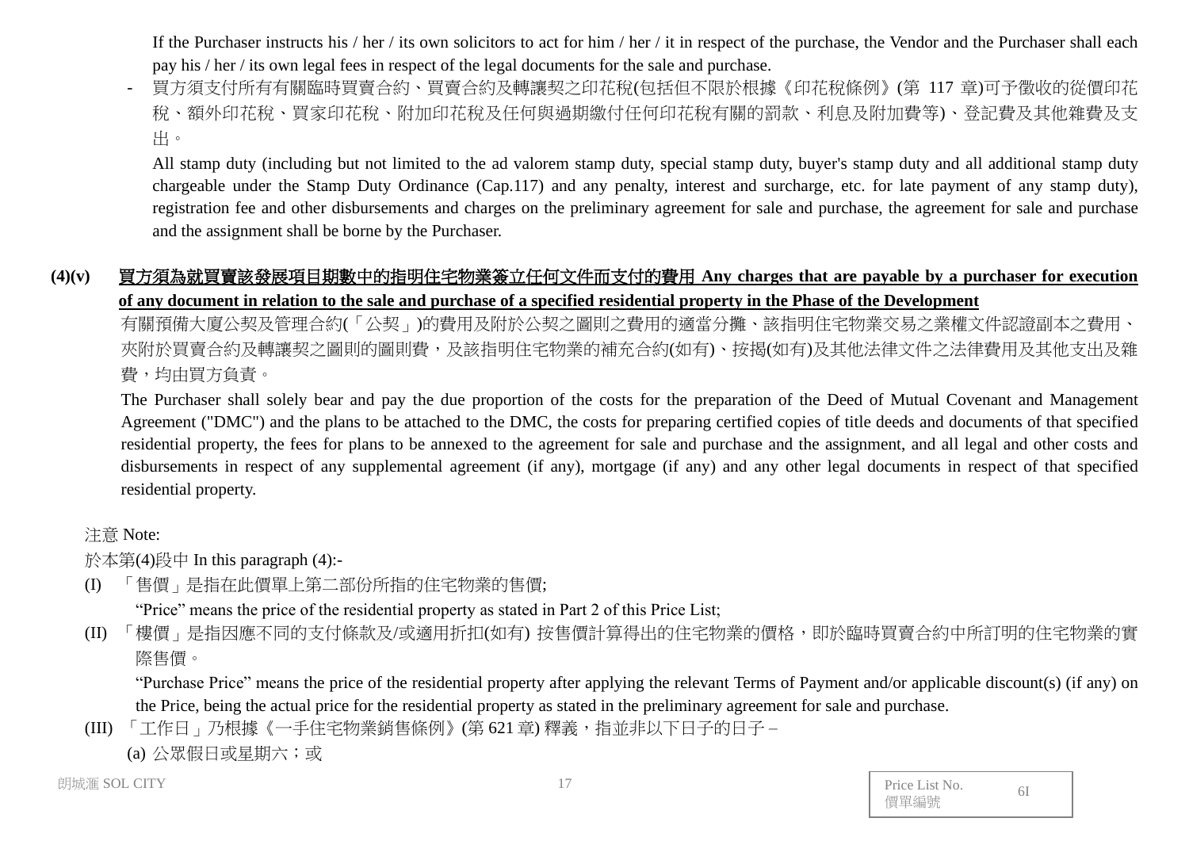If the Purchaser instructs his / her / its own solicitors to act for him / her / it in respect of the purchase, the Vendor and the Purchaser shall each pay his / her / its own legal fees in respect of the legal documents for the sale and purchase.

- 買方須支付所有有關臨時買賣合約、買賣合約及轉讓契之印花稅(包括但不限於根據《印花稅條例》(第 117 章)可予徵收的從價印花稅、額外印花稅、買家印花稅、附加印花稅及任何與過期繳付任何印花稅有關的罰款、利息及附加費等)、登記費及其他雜費及支出。

  All stamp duty (including but not limited to the ad valorem stamp duty, special stamp duty, buyer's stamp duty and all additional stamp duty chargeable under the Stamp Duty Ordinance (Cap.117) and any penalty, interest and surcharge, etc. for late payment of any stamp duty), registration fee and other disbursements and charges on the preliminary agreement for sale and purchase, the agreement for sale and purchase and the assignment shall be borne by the Purchaser.

**(4)(v) 買方須為就買賣該發展項目期數中的指明住宅物業簽立任何文件而支付的費用 Any charges that are payable by a purchaser for execution of any document in relation to the sale and purchase of a specified residential property in the Phase of the Development**

有關預備大廈公契及管理合約(「公契」)的費用及附於公契之圖則之費用的適當分攤、該指明住宅物業交易之業權文件認證副本之費用、夾附於買賣合約及轉讓契之圖則的圖則費，及該指明住宅物業的補充合約(如有)、按揭(如有)及其他法律文件之法律費用及其他支出及雜費，均由買方負責。

The Purchaser shall solely bear and pay the due proportion of the costs for the preparation of the Deed of Mutual Covenant and Management Agreement ("DMC") and the plans to be attached to the DMC, the costs for preparing certified copies of title deeds and documents of that specified residential property, the fees for plans to be annexed to the agreement for sale and purchase and the assignment, and all legal and other costs and disbursements in respect of any supplemental agreement (if any), mortgage (if any) and any other legal documents in respect of that specified residential property.

注意 Note:

於本第(4)段中 In this paragraph (4):-

(I) 「售價」是指在此價單上第二部份所指的住宅物業的售價;

"Price" means the price of the residential property as stated in Part 2 of this Price List;

(II) 「樓價」是指因應不同的支付條款及/或適用折扣(如有) 按售價計算得出的住宅物業的價格，即於臨時買賣合約中所訂明的住宅物業的實際售價。

"Purchase Price" means the price of the residential property after applying the relevant Terms of Payment and/or applicable discount(s) (if any) on the Price, being the actual price for the residential property as stated in the preliminary agreement for sale and purchase.

(III) 「工作日」乃根據《一手住宅物業銷售條例》(第 621 章) 釋義，指並非以下日子的日子 –

(a) 公眾假日或星期六；或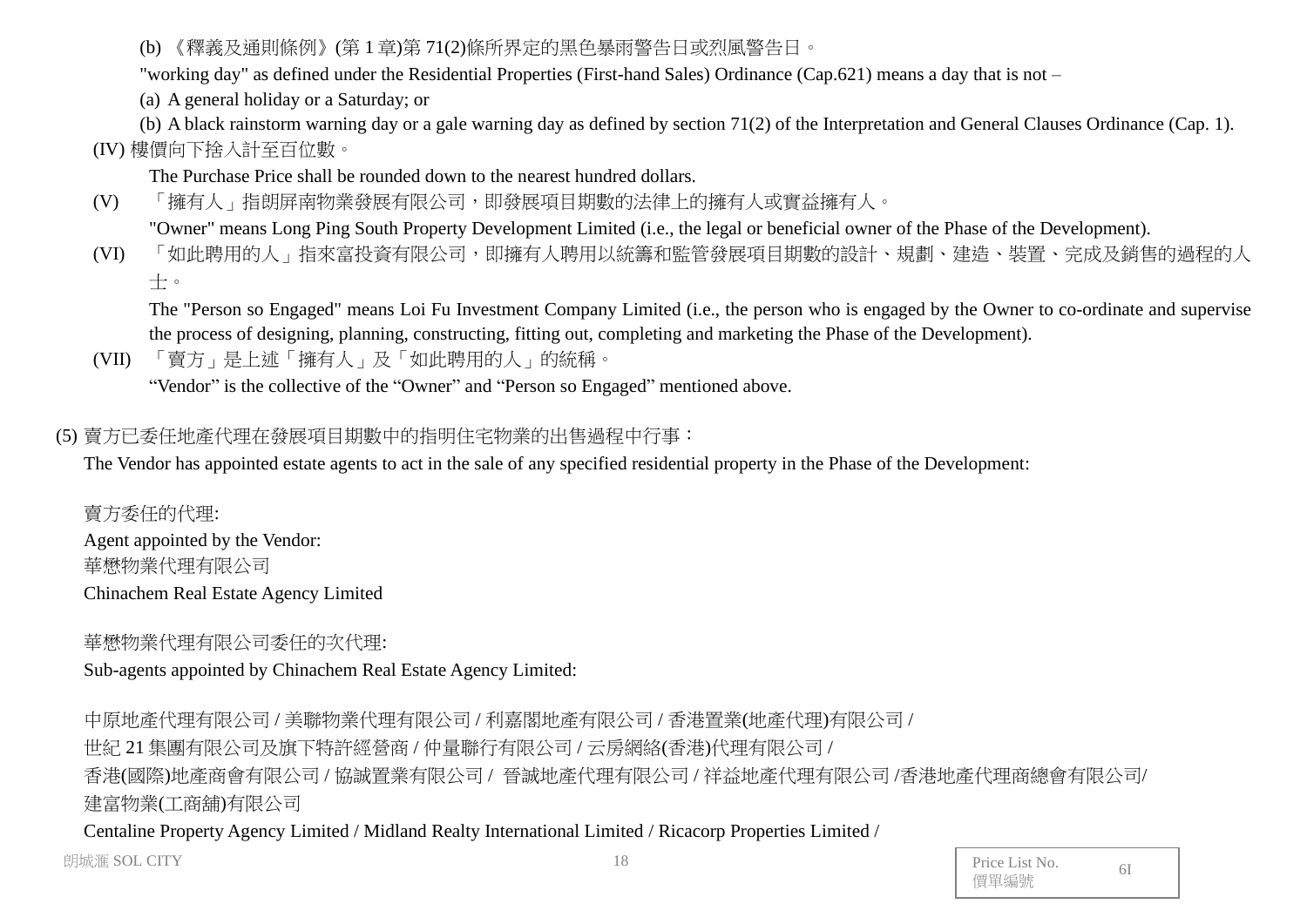(b) 《釋義及通則條例》(第 1 章)第 71(2)條所界定的黑色暴雨警告日或烈風警告日。

"working day" as defined under the Residential Properties (First-hand Sales) Ordinance (Cap.621) means a day that is not –

(a) A general holiday or a Saturday; or

(b) A black rainstorm warning day or a gale warning day as defined by section 71(2) of the Interpretation and General Clauses Ordinance (Cap. 1).

(IV) 樓價向下捨入計至百位數。

The Purchase Price shall be rounded down to the nearest hundred dollars.

(V) 「擁有人」指朗屏南物業發展有限公司，即發展項目期數的法律上的擁有人或實益擁有人。

"Owner" means Long Ping South Property Development Limited (i.e., the legal or beneficial owner of the Phase of the Development).

(VI) 「如此聘用的人」指來富投資有限公司，即擁有人聘用以統籌和監管發展項目期數的設計、規劃、建造、裝置、完成及銷售的過程的人士。

The "Person so Engaged" means Loi Fu Investment Company Limited (i.e., the person who is engaged by the Owner to co-ordinate and supervise the process of designing, planning, constructing, fitting out, completing and marketing the Phase of the Development).

(VII) 「賣方」是上述「擁有人」及「如此聘用的人」的統稱。

"Vendor" is the collective of the "Owner" and "Person so Engaged" mentioned above.

(5) 賣方已委任地產代理在發展項目期數中的指明住宅物業的出售過程中行事：

The Vendor has appointed estate agents to act in the sale of any specified residential property in the Phase of the Development:

賣方委任的代理:
Agent appointed by the Vendor:
華懋物業代理有限公司
Chinachem Real Estate Agency Limited

華懋物業代理有限公司委任的次代理:
Sub-agents appointed by Chinachem Real Estate Agency Limited:

中原地產代理有限公司 / 美聯物業代理有限公司 / 利嘉閣地產有限公司 / 香港置業(地產代理)有限公司 /
世紀 21 集團有限公司及旗下特許經營商 / 仲量聯行有限公司 / 云房網絡(香港)代理有限公司 /
香港(國際)地產商會有限公司 / 協誠置業有限公司 / 晉誠地產代理有限公司 / 祥益地產代理有限公司 /香港地產代理商總會有限公司/
建富物業(工商舖)有限公司

Centaline Property Agency Limited / Midland Realty International Limited / Ricacorp Properties Limited /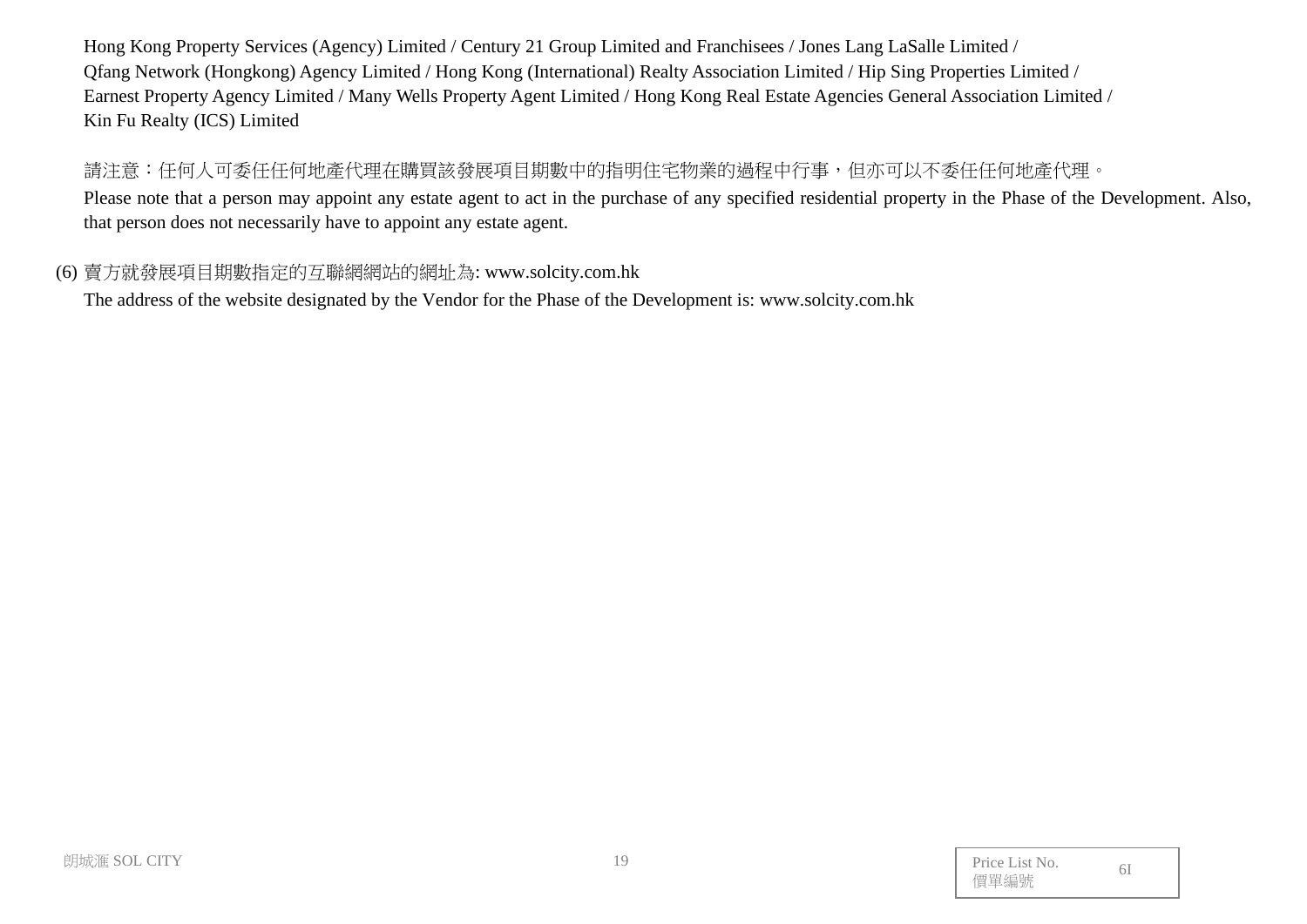Hong Kong Property Services (Agency) Limited / Century 21 Group Limited and Franchisees / Jones Lang LaSalle Limited /
Qfang Network (Hongkong) Agency Limited / Hong Kong (International) Realty Association Limited / Hip Sing Properties Limited /
Earnest Property Agency Limited / Many Wells Property Agent Limited / Hong Kong Real Estate Agencies General Association Limited /
Kin Fu Realty (ICS) Limited

請注意：任何人可委任任何地產代理在購買該發展項目期數中的指明住宅物業的過程中行事，但亦可以不委任任何地產代理。

Please note that a person may appoint any estate agent to act in the purchase of any specified residential property in the Phase of the Development. Also, that person does not necessarily have to appoint any estate agent.

(6) 賣方就發展項目期數指定的互聯網網站的網址為: www.solcity.com.hk

The address of the website designated by the Vendor for the Phase of the Development is: www.solcity.com.hk